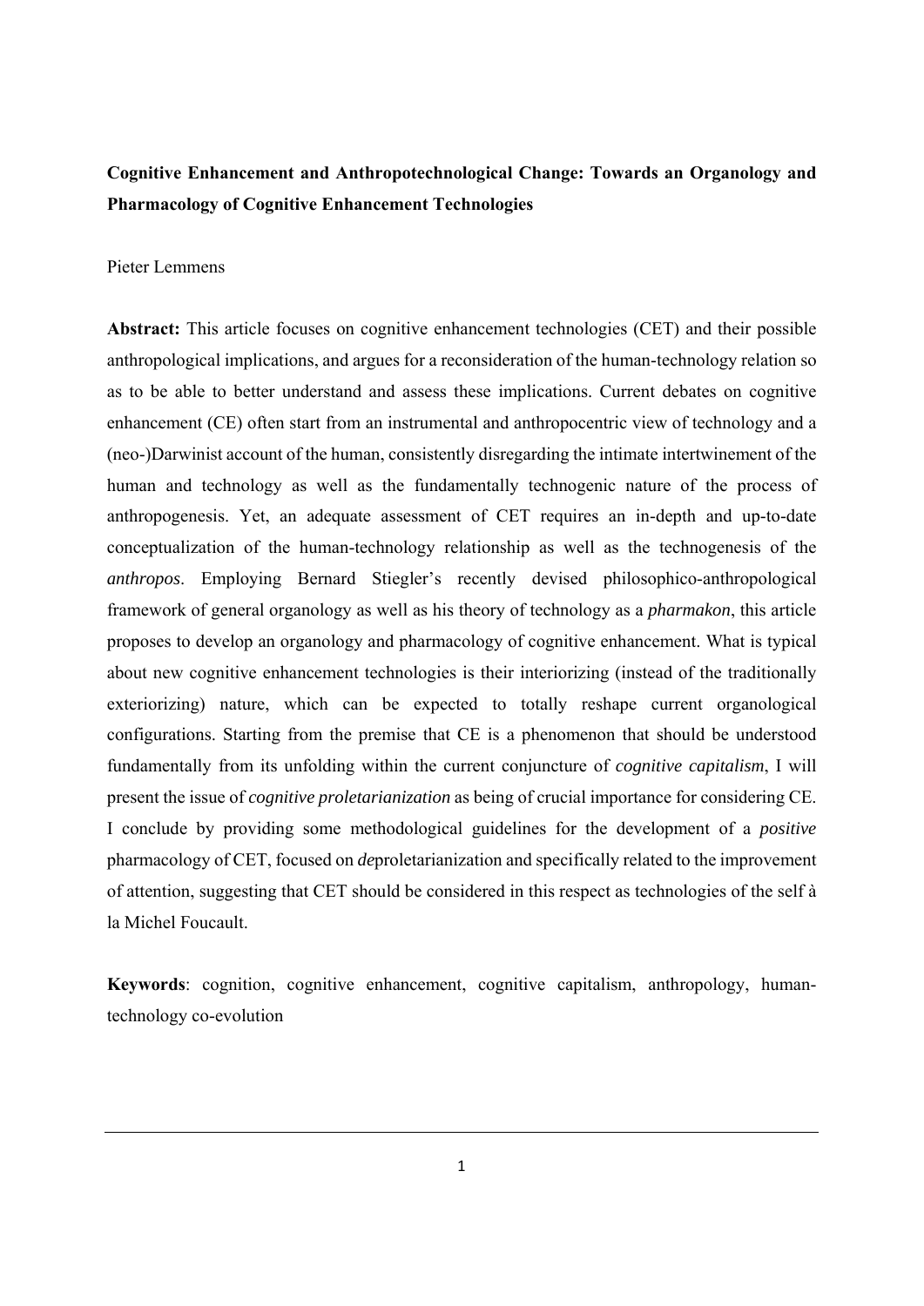**Cognitive Enhancement and Anthropotechnological Change: Towards an Organology and Pharmacology of Cognitive Enhancement Technologies**

Pieter Lemmens

**Abstract:** This article focuses on cognitive enhancement technologies (CET) and their possible anthropological implications, and argues for a reconsideration of the human-technology relation so as to be able to better understand and assess these implications. Current debates on cognitive enhancement (CE) often start from an instrumental and anthropocentric view of technology and a (neo-)Darwinist account of the human, consistently disregarding the intimate intertwinement of the human and technology as well as the fundamentally technogenic nature of the process of anthropogenesis. Yet, an adequate assessment of CET requires an in-depth and up-to-date conceptualization of the human-technology relationship as well as the technogenesis of the *anthropos*. Employing Bernard Stiegler's recently devised philosophico-anthropological framework of general organology as well as his theory of technology as a *pharmakon*, this article proposes to develop an organology and pharmacology of cognitive enhancement. What is typical about new cognitive enhancement technologies is their interiorizing (instead of the traditionally exteriorizing) nature, which can be expected to totally reshape current organological configurations. Starting from the premise that CE is a phenomenon that should be understood fundamentally from its unfolding within the current conjuncture of *cognitive capitalism*, I will present the issue of *cognitive proletarianization* as being of crucial importance for considering CE. I conclude by providing some methodological guidelines for the development of a *positive* pharmacology of CET, focused on *de*proletarianization and specifically related to the improvement of attention, suggesting that CET should be considered in this respect as technologies of the self à la Michel Foucault.

**Keywords**: cognition, cognitive enhancement, cognitive capitalism, anthropology, human-technology co-evolution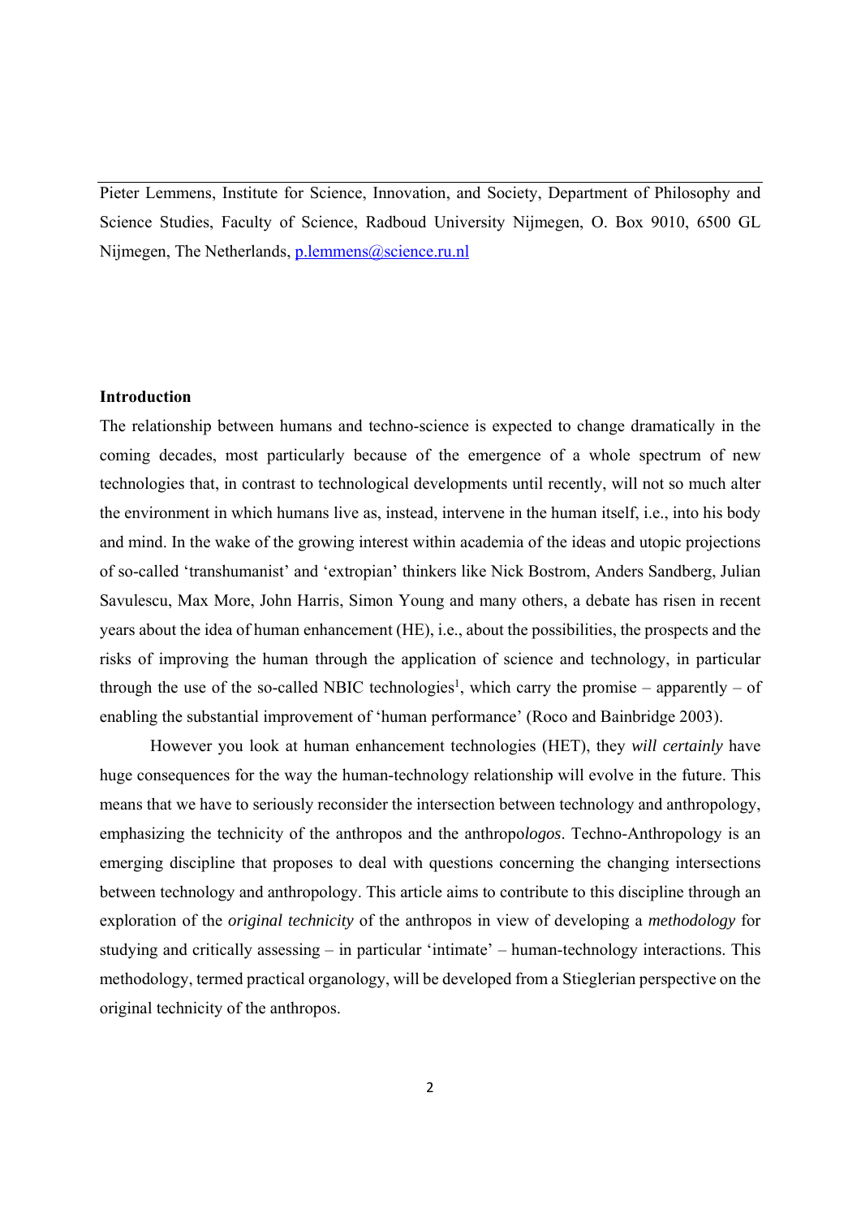Pieter Lemmens, Institute for Science, Innovation, and Society, Department of Philosophy and Science Studies, Faculty of Science, Radboud University Nijmegen, O. Box 9010, 6500 GL Nijmegen, The Netherlands, p.lemmens@science.ru.nl

## Introduction

The relationship between humans and techno-science is expected to change dramatically in the coming decades, most particularly because of the emergence of a whole spectrum of new technologies that, in contrast to technological developments until recently, will not so much alter the environment in which humans live as, instead, intervene in the human itself, i.e., into his body and mind. In the wake of the growing interest within academia of the ideas and utopic projections of so-called 'transhumanist' and 'extropian' thinkers like Nick Bostrom, Anders Sandberg, Julian Savulescu, Max More, John Harris, Simon Young and many others, a debate has risen in recent years about the idea of human enhancement (HE), i.e., about the possibilities, the prospects and the risks of improving the human through the application of science and technology, in particular through the use of the so-called NBIC technologies[1], which carry the promise – apparently – of enabling the substantial improvement of 'human performance' (Roco and Bainbridge 2003).

However you look at human enhancement technologies (HET), they *will certainly* have huge consequences for the way the human-technology relationship will evolve in the future. This means that we have to seriously reconsider the intersection between technology and anthropology, emphasizing the technicity of the anthropos and the anthropo*logos*. Techno-Anthropology is an emerging discipline that proposes to deal with questions concerning the changing intersections between technology and anthropology. This article aims to contribute to this discipline through an exploration of the *original technicity* of the anthropos in view of developing a *methodology* for studying and critically assessing – in particular 'intimate' – human-technology interactions. This methodology, termed practical organology, will be developed from a Stieglerian perspective on the original technicity of the anthropos.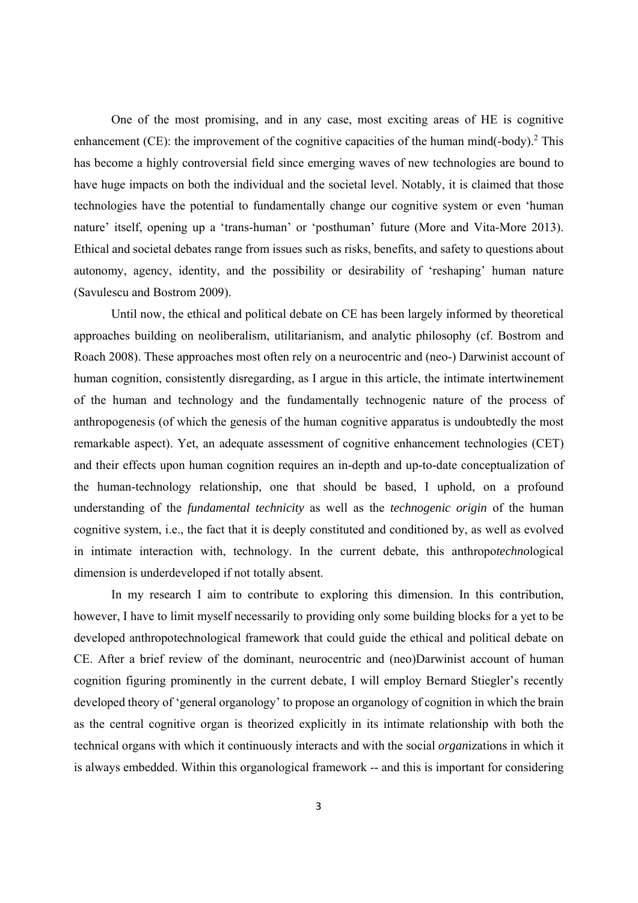One of the most promising, and in any case, most exciting areas of HE is cognitive enhancement (CE): the improvement of the cognitive capacities of the human mind(-body).[2] This has become a highly controversial field since emerging waves of new technologies are bound to have huge impacts on both the individual and the societal level. Notably, it is claimed that those technologies have the potential to fundamentally change our cognitive system or even 'human nature' itself, opening up a 'trans-human' or 'posthuman' future (More and Vita-More 2013). Ethical and societal debates range from issues such as risks, benefits, and safety to questions about autonomy, agency, identity, and the possibility or desirability of 'reshaping' human nature (Savulescu and Bostrom 2009).

Until now, the ethical and political debate on CE has been largely informed by theoretical approaches building on neoliberalism, utilitarianism, and analytic philosophy (cf. Bostrom and Roach 2008). These approaches most often rely on a neurocentric and (neo-) Darwinist account of human cognition, consistently disregarding, as I argue in this article, the intimate intertwinement of the human and technology and the fundamentally technogenic nature of the process of anthropogenesis (of which the genesis of the human cognitive apparatus is undoubtedly the most remarkable aspect). Yet, an adequate assessment of cognitive enhancement technologies (CET) and their effects upon human cognition requires an in-depth and up-to-date conceptualization of the human-technology relationship, one that should be based, I uphold, on a profound understanding of the *fundamental technicity* as well as the *technogenic origin* of the human cognitive system, i.e., the fact that it is deeply constituted and conditioned by, as well as evolved in intimate interaction with, technology. In the current debate, this anthropo*techno*logical dimension is underdeveloped if not totally absent.

In my research I aim to contribute to exploring this dimension. In this contribution, however, I have to limit myself necessarily to providing only some building blocks for a yet to be developed anthropotechnological framework that could guide the ethical and political debate on CE. After a brief review of the dominant, neurocentric and (neo)Darwinist account of human cognition figuring prominently in the current debate, I will employ Bernard Stiegler's recently developed theory of 'general organology' to propose an organology of cognition in which the brain as the central cognitive organ is theorized explicitly in its intimate relationship with both the technical organs with which it continuously interacts and with the social *organ*izations in which it is always embedded. Within this organological framework -- and this is important for considering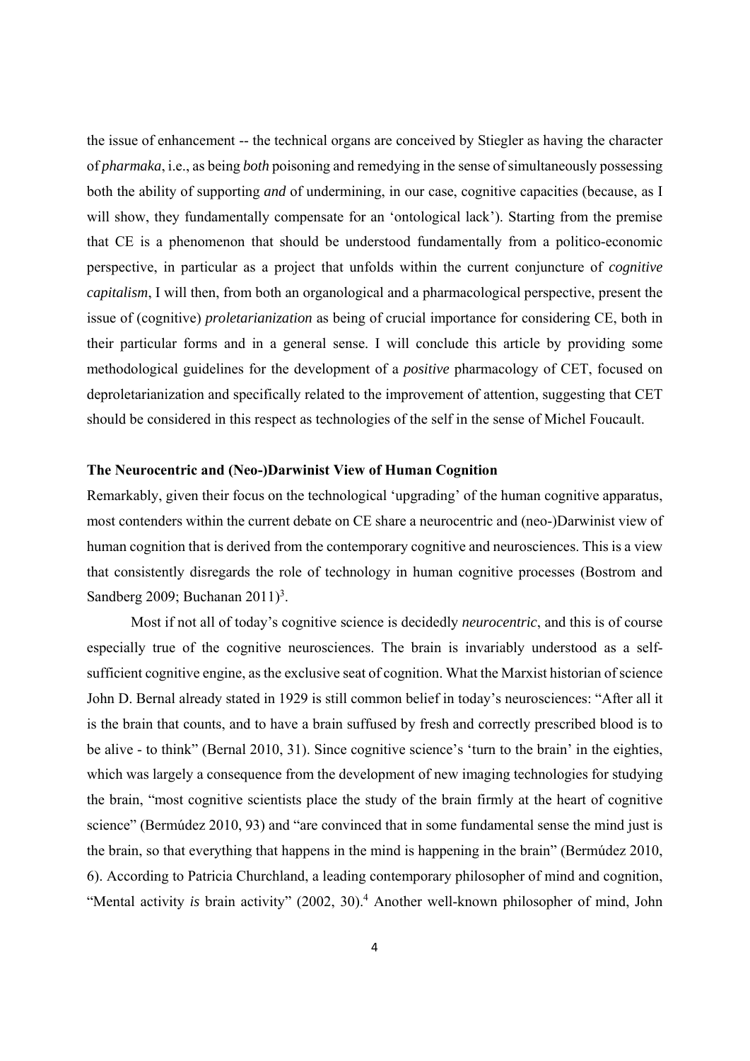the issue of enhancement -- the technical organs are conceived by Stiegler as having the character of *pharmaka*, i.e., as being *both* poisoning and remedying in the sense of simultaneously possessing both the ability of supporting *and* of undermining, in our case, cognitive capacities (because, as I will show, they fundamentally compensate for an 'ontological lack'). Starting from the premise that CE is a phenomenon that should be understood fundamentally from a politico-economic perspective, in particular as a project that unfolds within the current conjuncture of *cognitive capitalism*, I will then, from both an organological and a pharmacological perspective, present the issue of (cognitive) *proletarianization* as being of crucial importance for considering CE, both in their particular forms and in a general sense. I will conclude this article by providing some methodological guidelines for the development of a *positive* pharmacology of CET, focused on deproletarianization and specifically related to the improvement of attention, suggesting that CET should be considered in this respect as technologies of the self in the sense of Michel Foucault.

## The Neurocentric and (Neo-)Darwinist View of Human Cognition

Remarkably, given their focus on the technological 'upgrading' of the human cognitive apparatus, most contenders within the current debate on CE share a neurocentric and (neo-)Darwinist view of human cognition that is derived from the contemporary cognitive and neurosciences. This is a view that consistently disregards the role of technology in human cognitive processes (Bostrom and Sandberg 2009; Buchanan 2011)[3].

Most if not all of today's cognitive science is decidedly *neurocentric*, and this is of course especially true of the cognitive neurosciences. The brain is invariably understood as a self-sufficient cognitive engine, as the exclusive seat of cognition. What the Marxist historian of science John D. Bernal already stated in 1929 is still common belief in today's neurosciences: "After all it is the brain that counts, and to have a brain suffused by fresh and correctly prescribed blood is to be alive - to think" (Bernal 2010, 31). Since cognitive science's 'turn to the brain' in the eighties, which was largely a consequence from the development of new imaging technologies for studying the brain, "most cognitive scientists place the study of the brain firmly at the heart of cognitive science" (Bermúdez 2010, 93) and "are convinced that in some fundamental sense the mind just is the brain, so that everything that happens in the mind is happening in the brain" (Bermúdez 2010, 6). According to Patricia Churchland, a leading contemporary philosopher of mind and cognition, "Mental activity *is* brain activity" (2002, 30).[4] Another well-known philosopher of mind, John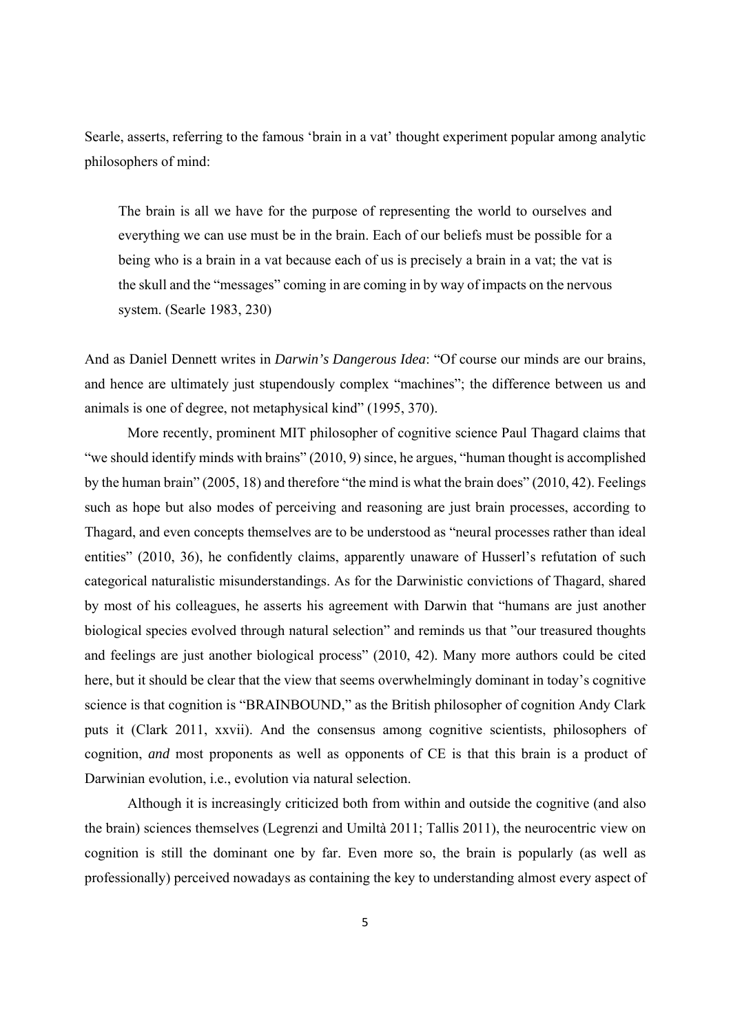Searle, asserts, referring to the famous 'brain in a vat' thought experiment popular among analytic philosophers of mind:

> The brain is all we have for the purpose of representing the world to ourselves and everything we can use must be in the brain. Each of our beliefs must be possible for a being who is a brain in a vat because each of us is precisely a brain in a vat; the vat is the skull and the "messages" coming in are coming in by way of impacts on the nervous system. (Searle 1983, 230)

And as Daniel Dennett writes in *Darwin's Dangerous Idea*: "Of course our minds are our brains, and hence are ultimately just stupendously complex "machines"; the difference between us and animals is one of degree, not metaphysical kind" (1995, 370).

More recently, prominent MIT philosopher of cognitive science Paul Thagard claims that "we should identify minds with brains" (2010, 9) since, he argues, "human thought is accomplished by the human brain" (2005, 18) and therefore "the mind is what the brain does" (2010, 42). Feelings such as hope but also modes of perceiving and reasoning are just brain processes, according to Thagard, and even concepts themselves are to be understood as "neural processes rather than ideal entities" (2010, 36), he confidently claims, apparently unaware of Husserl's refutation of such categorical naturalistic misunderstandings. As for the Darwinistic convictions of Thagard, shared by most of his colleagues, he asserts his agreement with Darwin that "humans are just another biological species evolved through natural selection" and reminds us that "our treasured thoughts and feelings are just another biological process" (2010, 42). Many more authors could be cited here, but it should be clear that the view that seems overwhelmingly dominant in today's cognitive science is that cognition is "BRAINBOUND," as the British philosopher of cognition Andy Clark puts it (Clark 2011, xxvii). And the consensus among cognitive scientists, philosophers of cognition, *and* most proponents as well as opponents of CE is that this brain is a product of Darwinian evolution, i.e., evolution via natural selection.

Although it is increasingly criticized both from within and outside the cognitive (and also the brain) sciences themselves (Legrenzi and Umiltà 2011; Tallis 2011), the neurocentric view on cognition is still the dominant one by far. Even more so, the brain is popularly (as well as professionally) perceived nowadays as containing the key to understanding almost every aspect of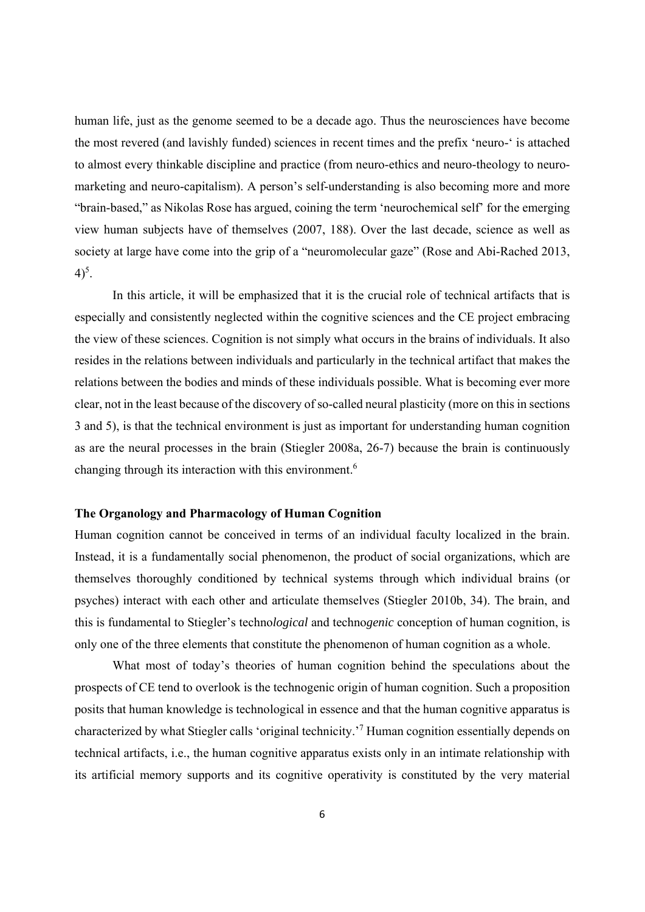human life, just as the genome seemed to be a decade ago. Thus the neurosciences have become the most revered (and lavishly funded) sciences in recent times and the prefix 'neuro-' is attached to almost every thinkable discipline and practice (from neuro-ethics and neuro-theology to neuro-marketing and neuro-capitalism). A person's self-understanding is also becoming more and more "brain-based," as Nikolas Rose has argued, coining the term 'neurochemical self' for the emerging view human subjects have of themselves (2007, 188). Over the last decade, science as well as society at large have come into the grip of a "neuromolecular gaze" (Rose and Abi-Rached 2013, 4)[5].

In this article, it will be emphasized that it is the crucial role of technical artifacts that is especially and consistently neglected within the cognitive sciences and the CE project embracing the view of these sciences. Cognition is not simply what occurs in the brains of individuals. It also resides in the relations between individuals and particularly in the technical artifact that makes the relations between the bodies and minds of these individuals possible. What is becoming ever more clear, not in the least because of the discovery of so-called neural plasticity (more on this in sections 3 and 5), is that the technical environment is just as important for understanding human cognition as are the neural processes in the brain (Stiegler 2008a, 26-7) because the brain is continuously changing through its interaction with this environment.[6]

## The Organology and Pharmacology of Human Cognition

Human cognition cannot be conceived in terms of an individual faculty localized in the brain. Instead, it is a fundamentally social phenomenon, the product of social organizations, which are themselves thoroughly conditioned by technical systems through which individual brains (or psyches) interact with each other and articulate themselves (Stiegler 2010b, 34). The brain, and this is fundamental to Stiegler's techno*logical* and techno*genic* conception of human cognition, is only one of the three elements that constitute the phenomenon of human cognition as a whole.

What most of today's theories of human cognition behind the speculations about the prospects of CE tend to overlook is the technogenic origin of human cognition. Such a proposition posits that human knowledge is technological in essence and that the human cognitive apparatus is characterized by what Stiegler calls 'original technicity.'[7] Human cognition essentially depends on technical artifacts, i.e., the human cognitive apparatus exists only in an intimate relationship with its artificial memory supports and its cognitive operativity is constituted by the very material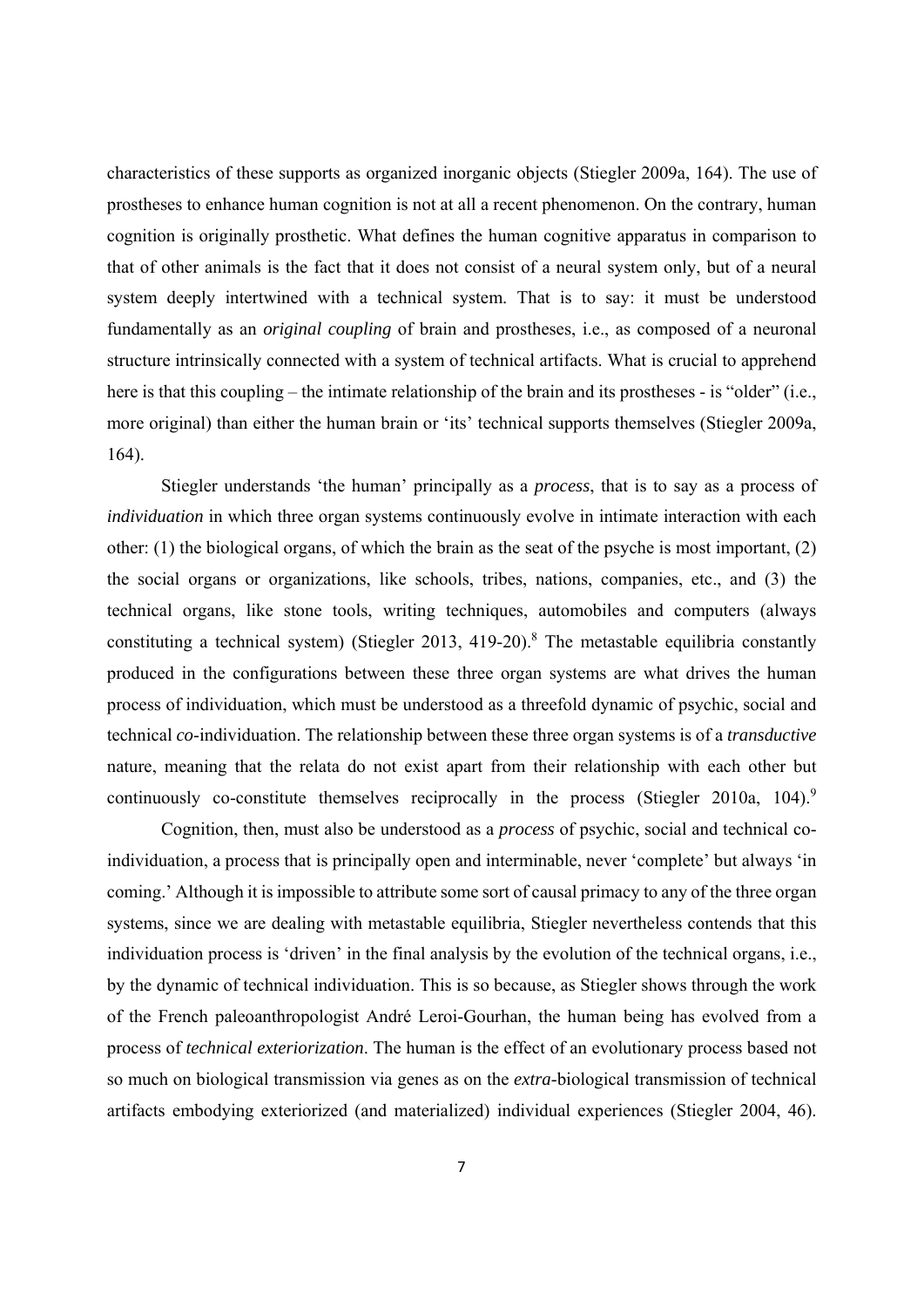characteristics of these supports as organized inorganic objects (Stiegler 2009a, 164). The use of prostheses to enhance human cognition is not at all a recent phenomenon. On the contrary, human cognition is originally prosthetic. What defines the human cognitive apparatus in comparison to that of other animals is the fact that it does not consist of a neural system only, but of a neural system deeply intertwined with a technical system. That is to say: it must be understood fundamentally as an *original coupling* of brain and prostheses, i.e., as composed of a neuronal structure intrinsically connected with a system of technical artifacts. What is crucial to apprehend here is that this coupling – the intimate relationship of the brain and its prostheses - is "older" (i.e., more original) than either the human brain or 'its' technical supports themselves (Stiegler 2009a, 164).

Stiegler understands 'the human' principally as a *process*, that is to say as a process of *individuation* in which three organ systems continuously evolve in intimate interaction with each other: (1) the biological organs, of which the brain as the seat of the psyche is most important, (2) the social organs or organizations, like schools, tribes, nations, companies, etc., and (3) the technical organs, like stone tools, writing techniques, automobiles and computers (always constituting a technical system) (Stiegler 2013, 419-20).[8] The metastable equilibria constantly produced in the configurations between these three organ systems are what drives the human process of individuation, which must be understood as a threefold dynamic of psychic, social and technical *co*-individuation. The relationship between these three organ systems is of a *transductive* nature, meaning that the relata do not exist apart from their relationship with each other but continuously co-constitute themselves reciprocally in the process (Stiegler 2010a, 104).[9]

Cognition, then, must also be understood as a *process* of psychic, social and technical co-individuation, a process that is principally open and interminable, never 'complete' but always 'in coming.' Although it is impossible to attribute some sort of causal primacy to any of the three organ systems, since we are dealing with metastable equilibria, Stiegler nevertheless contends that this individuation process is 'driven' in the final analysis by the evolution of the technical organs, i.e., by the dynamic of technical individuation. This is so because, as Stiegler shows through the work of the French paleoanthropologist André Leroi-Gourhan, the human being has evolved from a process of *technical exteriorization*. The human is the effect of an evolutionary process based not so much on biological transmission via genes as on the *extra*-biological transmission of technical artifacts embodying exteriorized (and materialized) individual experiences (Stiegler 2004, 46).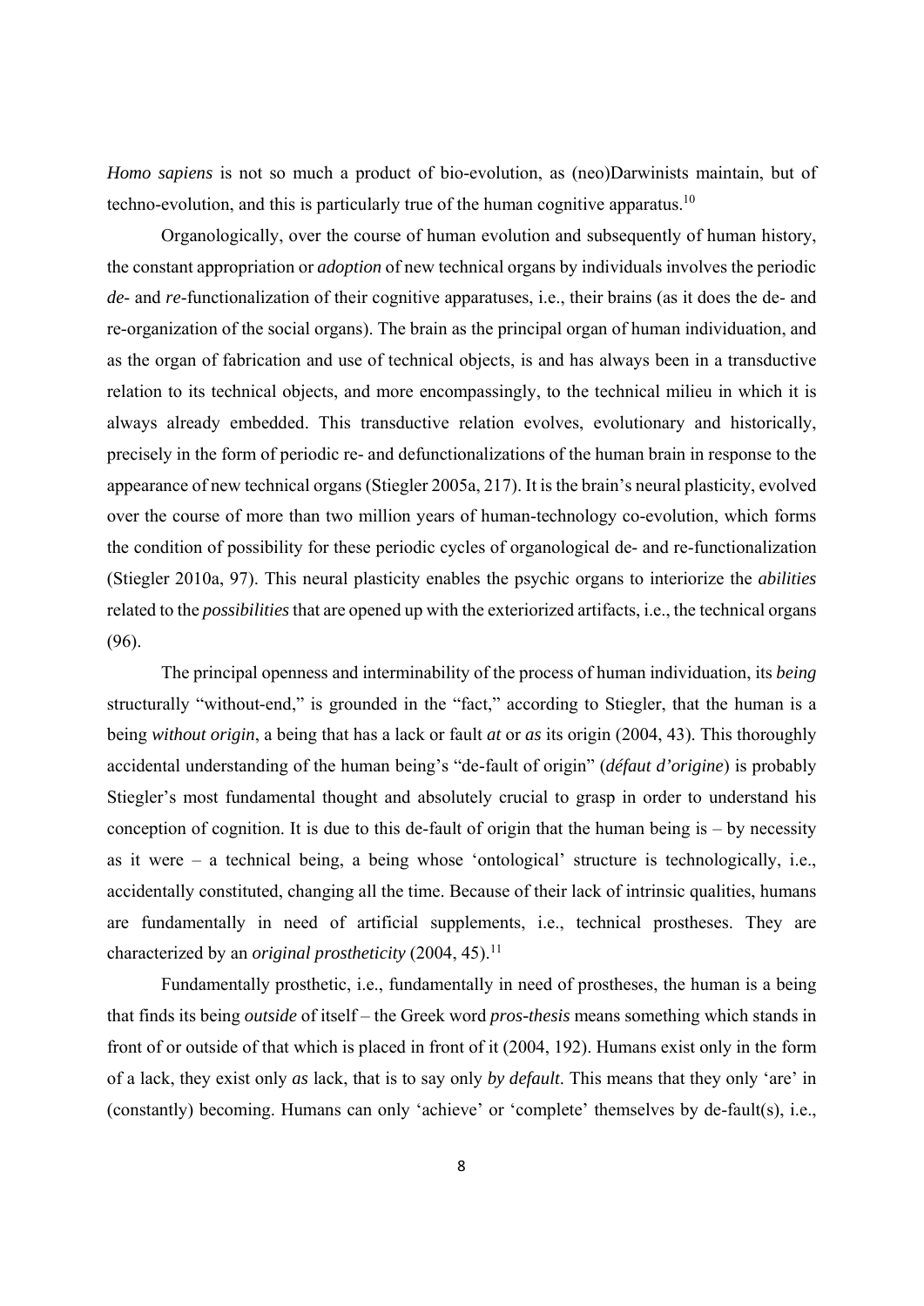*Homo sapiens* is not so much a product of bio-evolution, as (neo)Darwinists maintain, but of techno-evolution, and this is particularly true of the human cognitive apparatus.[10]

Organologically, over the course of human evolution and subsequently of human history, the constant appropriation or *adoption* of new technical organs by individuals involves the periodic *de-* and *re-*functionalization of their cognitive apparatuses, i.e., their brains (as it does the de- and re-organization of the social organs). The brain as the principal organ of human individuation, and as the organ of fabrication and use of technical objects, is and has always been in a transductive relation to its technical objects, and more encompassingly, to the technical milieu in which it is always already embedded. This transductive relation evolves, evolutionary and historically, precisely in the form of periodic re- and defunctionalizations of the human brain in response to the appearance of new technical organs (Stiegler 2005a, 217). It is the brain's neural plasticity, evolved over the course of more than two million years of human-technology co-evolution, which forms the condition of possibility for these periodic cycles of organological de- and re-functionalization (Stiegler 2010a, 97). This neural plasticity enables the psychic organs to interiorize the *abilities* related to the *possibilities* that are opened up with the exteriorized artifacts, i.e., the technical organs (96).

The principal openness and interminability of the process of human individuation, its *being* structurally "without-end," is grounded in the "fact," according to Stiegler, that the human is a being *without origin*, a being that has a lack or fault *at* or *as* its origin (2004, 43). This thoroughly accidental understanding of the human being's "de-fault of origin" (*défaut d'origine*) is probably Stiegler's most fundamental thought and absolutely crucial to grasp in order to understand his conception of cognition. It is due to this de-fault of origin that the human being is – by necessity as it were – a technical being, a being whose 'ontological' structure is technologically, i.e., accidentally constituted, changing all the time. Because of their lack of intrinsic qualities, humans are fundamentally in need of artificial supplements, i.e., technical prostheses. They are characterized by an *original prostheticity* (2004, 45).[11]

Fundamentally prosthetic, i.e., fundamentally in need of prostheses, the human is a being that finds its being *outside* of itself – the Greek word *pros-thesis* means something which stands in front of or outside of that which is placed in front of it (2004, 192). Humans exist only in the form of a lack, they exist only *as* lack, that is to say only *by default*. This means that they only 'are' in (constantly) becoming. Humans can only 'achieve' or 'complete' themselves by de-fault(s), i.e.,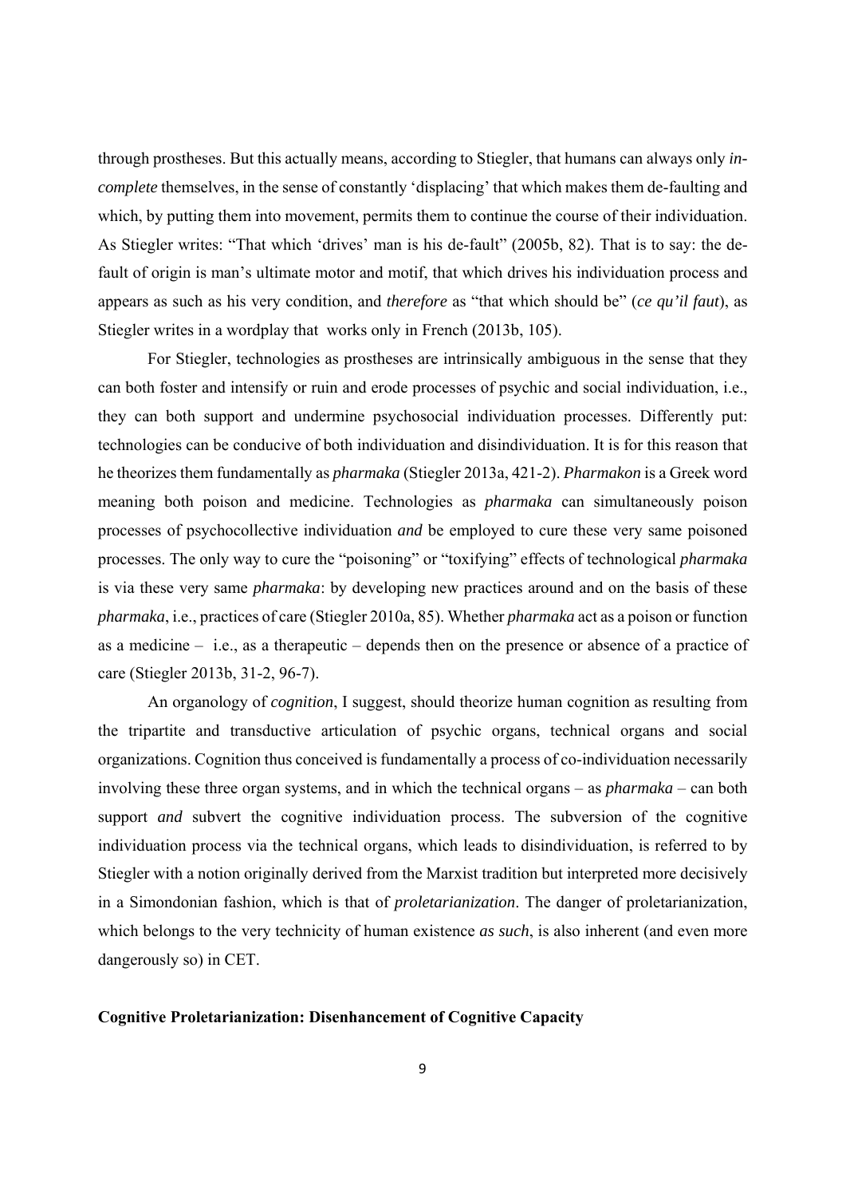through prostheses. But this actually means, according to Stiegler, that humans can always only *in-complete* themselves, in the sense of constantly 'displacing' that which makes them de-faulting and which, by putting them into movement, permits them to continue the course of their individuation. As Stiegler writes: "That which 'drives' man is his de-fault" (2005b, 82). That is to say: the de-fault of origin is man's ultimate motor and motif, that which drives his individuation process and appears as such as his very condition, and *therefore* as "that which should be" (*ce qu'il faut*), as Stiegler writes in a wordplay that works only in French (2013b, 105).

For Stiegler, technologies as prostheses are intrinsically ambiguous in the sense that they can both foster and intensify or ruin and erode processes of psychic and social individuation, i.e., they can both support and undermine psychosocial individuation processes. Differently put: technologies can be conducive of both individuation and disindividuation. It is for this reason that he theorizes them fundamentally as *pharmaka* (Stiegler 2013a, 421-2). *Pharmakon* is a Greek word meaning both poison and medicine. Technologies as *pharmaka* can simultaneously poison processes of psychocollective individuation *and* be employed to cure these very same poisoned processes. The only way to cure the "poisoning" or "toxifying" effects of technological *pharmaka* is via these very same *pharmaka*: by developing new practices around and on the basis of these *pharmaka*, i.e., practices of care (Stiegler 2010a, 85). Whether *pharmaka* act as a poison or function as a medicine – i.e., as a therapeutic – depends then on the presence or absence of a practice of care (Stiegler 2013b, 31-2, 96-7).

An organology of *cognition*, I suggest, should theorize human cognition as resulting from the tripartite and transductive articulation of psychic organs, technical organs and social organizations. Cognition thus conceived is fundamentally a process of co-individuation necessarily involving these three organ systems, and in which the technical organs – as *pharmaka* – can both support *and* subvert the cognitive individuation process. The subversion of the cognitive individuation process via the technical organs, which leads to disindividuation, is referred to by Stiegler with a notion originally derived from the Marxist tradition but interpreted more decisively in a Simondonian fashion, which is that of *proletarianization*. The danger of proletarianization, which belongs to the very technicity of human existence *as such*, is also inherent (and even more dangerously so) in CET.

## Cognitive Proletarianization: Disenhancement of Cognitive Capacity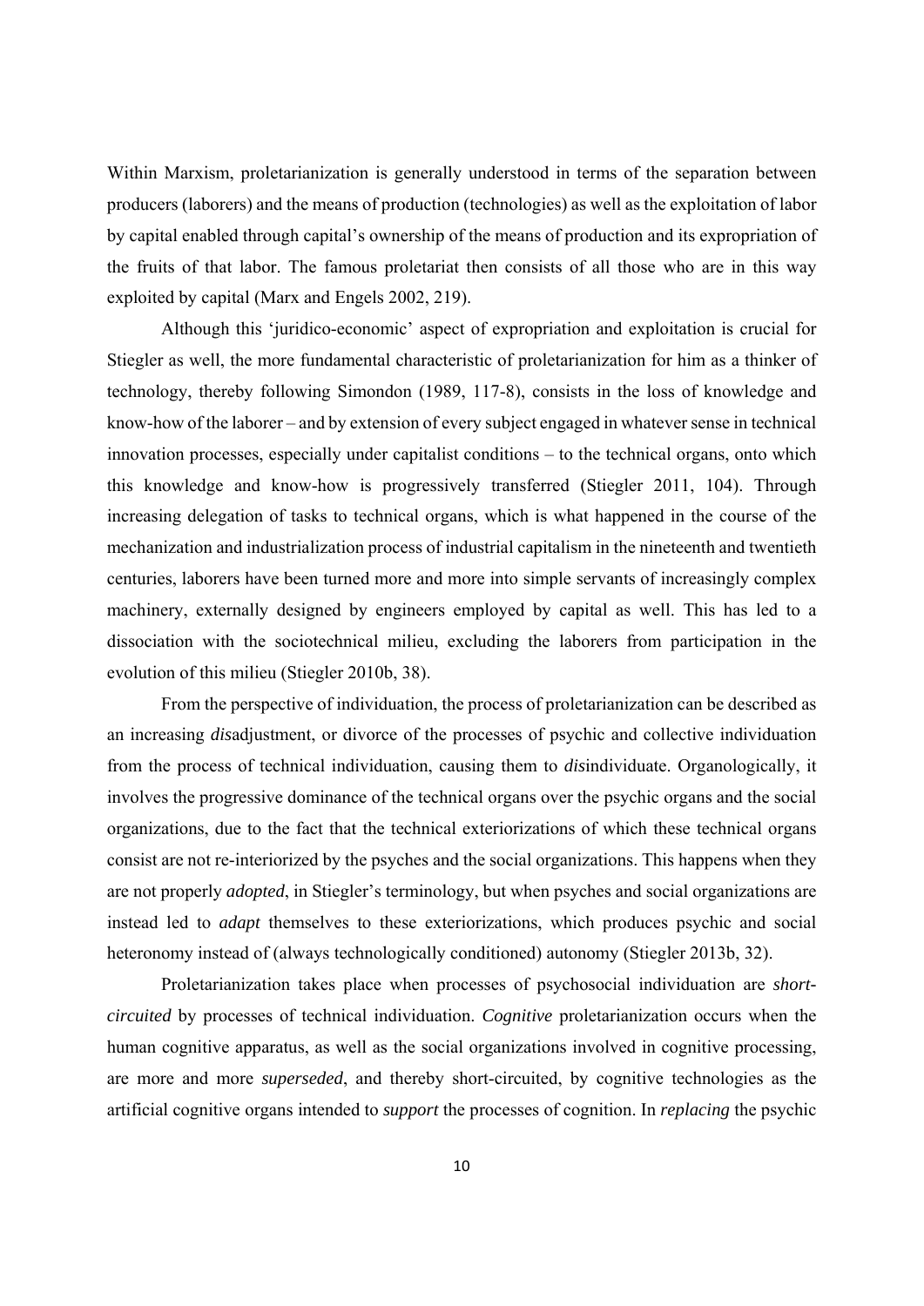Within Marxism, proletarianization is generally understood in terms of the separation between producers (laborers) and the means of production (technologies) as well as the exploitation of labor by capital enabled through capital's ownership of the means of production and its expropriation of the fruits of that labor. The famous proletariat then consists of all those who are in this way exploited by capital (Marx and Engels 2002, 219).

Although this 'juridico-economic' aspect of expropriation and exploitation is crucial for Stiegler as well, the more fundamental characteristic of proletarianization for him as a thinker of technology, thereby following Simondon (1989, 117-8), consists in the loss of knowledge and know-how of the laborer – and by extension of every subject engaged in whatever sense in technical innovation processes, especially under capitalist conditions – to the technical organs, onto which this knowledge and know-how is progressively transferred (Stiegler 2011, 104). Through increasing delegation of tasks to technical organs, which is what happened in the course of the mechanization and industrialization process of industrial capitalism in the nineteenth and twentieth centuries, laborers have been turned more and more into simple servants of increasingly complex machinery, externally designed by engineers employed by capital as well. This has led to a dissociation with the sociotechnical milieu, excluding the laborers from participation in the evolution of this milieu (Stiegler 2010b, 38).

From the perspective of individuation, the process of proletarianization can be described as an increasing *dis*adjustment, or divorce of the processes of psychic and collective individuation from the process of technical individuation, causing them to *dis*individuate. Organologically, it involves the progressive dominance of the technical organs over the psychic organs and the social organizations, due to the fact that the technical exteriorizations of which these technical organs consist are not re-interiorized by the psyches and the social organizations. This happens when they are not properly *adopted*, in Stiegler's terminology, but when psyches and social organizations are instead led to *adapt* themselves to these exteriorizations, which produces psychic and social heteronomy instead of (always technologically conditioned) autonomy (Stiegler 2013b, 32).

Proletarianization takes place when processes of psychosocial individuation are *short-circuited* by processes of technical individuation. *Cognitive* proletarianization occurs when the human cognitive apparatus, as well as the social organizations involved in cognitive processing, are more and more *superseded*, and thereby short-circuited, by cognitive technologies as the artificial cognitive organs intended to *support* the processes of cognition. In *replacing* the psychic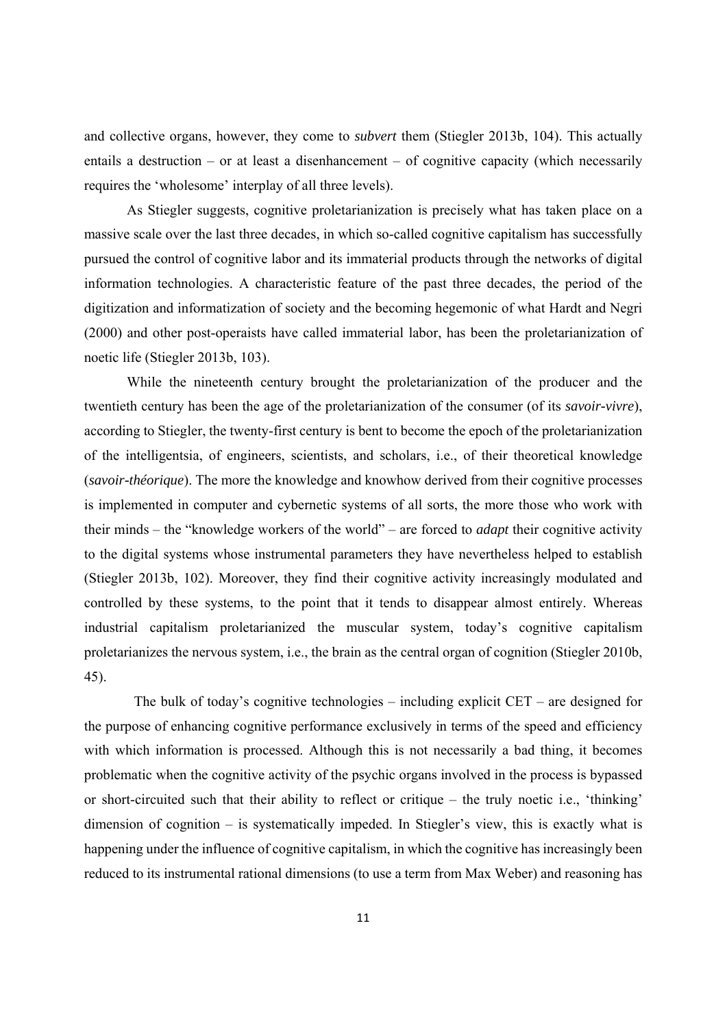and collective organs, however, they come to *subvert* them (Stiegler 2013b, 104). This actually entails a destruction – or at least a disenhancement – of cognitive capacity (which necessarily requires the 'wholesome' interplay of all three levels).

As Stiegler suggests, cognitive proletarianization is precisely what has taken place on a massive scale over the last three decades, in which so-called cognitive capitalism has successfully pursued the control of cognitive labor and its immaterial products through the networks of digital information technologies. A characteristic feature of the past three decades, the period of the digitization and informatization of society and the becoming hegemonic of what Hardt and Negri (2000) and other post-operaists have called immaterial labor, has been the proletarianization of noetic life (Stiegler 2013b, 103).

While the nineteenth century brought the proletarianization of the producer and the twentieth century has been the age of the proletarianization of the consumer (of its *savoir-vivre*), according to Stiegler, the twenty-first century is bent to become the epoch of the proletarianization of the intelligentsia, of engineers, scientists, and scholars, i.e., of their theoretical knowledge (*savoir-théorique*). The more the knowledge and knowhow derived from their cognitive processes is implemented in computer and cybernetic systems of all sorts, the more those who work with their minds – the "knowledge workers of the world" – are forced to *adapt* their cognitive activity to the digital systems whose instrumental parameters they have nevertheless helped to establish (Stiegler 2013b, 102). Moreover, they find their cognitive activity increasingly modulated and controlled by these systems, to the point that it tends to disappear almost entirely. Whereas industrial capitalism proletarianized the muscular system, today's cognitive capitalism proletarianizes the nervous system, i.e., the brain as the central organ of cognition (Stiegler 2010b, 45).

The bulk of today's cognitive technologies – including explicit CET – are designed for the purpose of enhancing cognitive performance exclusively in terms of the speed and efficiency with which information is processed. Although this is not necessarily a bad thing, it becomes problematic when the cognitive activity of the psychic organs involved in the process is bypassed or short-circuited such that their ability to reflect or critique – the truly noetic i.e., 'thinking' dimension of cognition – is systematically impeded. In Stiegler's view, this is exactly what is happening under the influence of cognitive capitalism, in which the cognitive has increasingly been reduced to its instrumental rational dimensions (to use a term from Max Weber) and reasoning has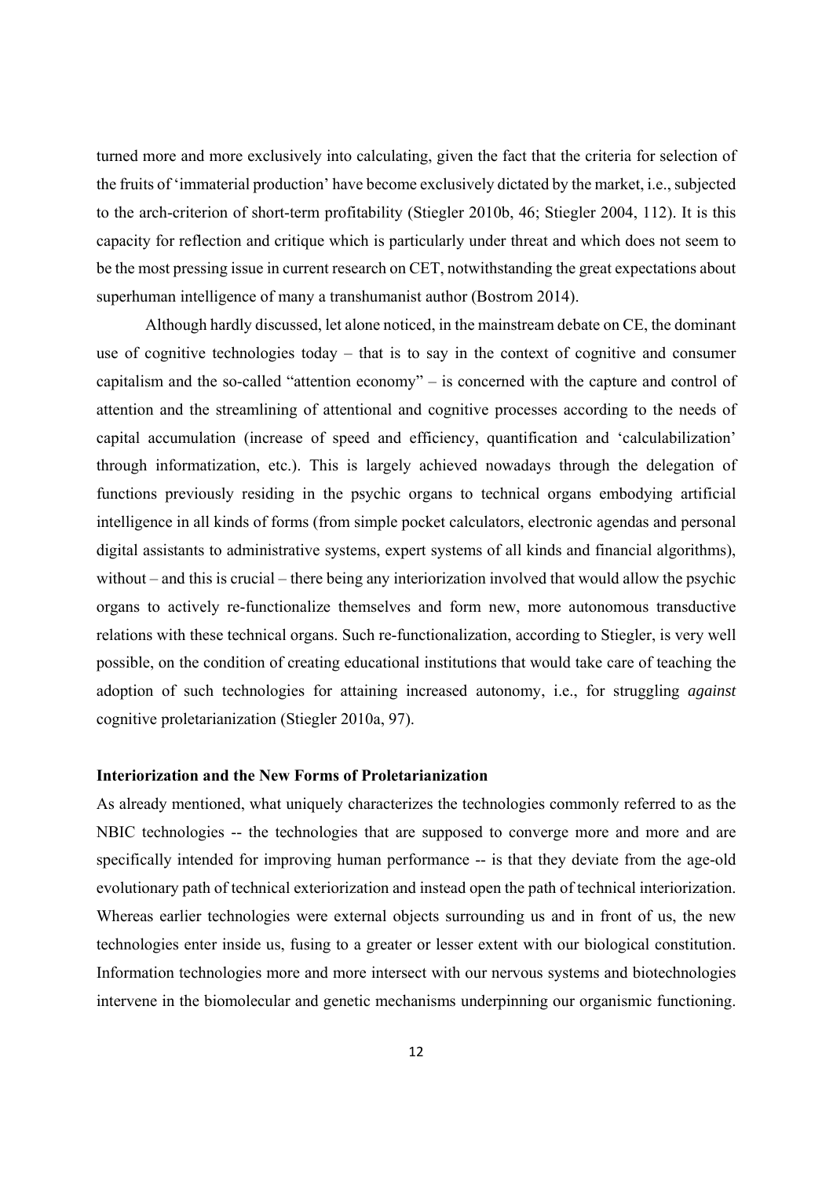turned more and more exclusively into calculating, given the fact that the criteria for selection of the fruits of 'immaterial production' have become exclusively dictated by the market, i.e., subjected to the arch-criterion of short-term profitability (Stiegler 2010b, 46; Stiegler 2004, 112). It is this capacity for reflection and critique which is particularly under threat and which does not seem to be the most pressing issue in current research on CET, notwithstanding the great expectations about superhuman intelligence of many a transhumanist author (Bostrom 2014).

Although hardly discussed, let alone noticed, in the mainstream debate on CE, the dominant use of cognitive technologies today – that is to say in the context of cognitive and consumer capitalism and the so-called "attention economy" – is concerned with the capture and control of attention and the streamlining of attentional and cognitive processes according to the needs of capital accumulation (increase of speed and efficiency, quantification and 'calculabilization' through informatization, etc.). This is largely achieved nowadays through the delegation of functions previously residing in the psychic organs to technical organs embodying artificial intelligence in all kinds of forms (from simple pocket calculators, electronic agendas and personal digital assistants to administrative systems, expert systems of all kinds and financial algorithms), without – and this is crucial – there being any interiorization involved that would allow the psychic organs to actively re-functionalize themselves and form new, more autonomous transductive relations with these technical organs. Such re-functionalization, according to Stiegler, is very well possible, on the condition of creating educational institutions that would take care of teaching the adoption of such technologies for attaining increased autonomy, i.e., for struggling *against* cognitive proletarianization (Stiegler 2010a, 97).

**Interiorization and the New Forms of Proletarianization**

As already mentioned, what uniquely characterizes the technologies commonly referred to as the NBIC technologies -- the technologies that are supposed to converge more and more and are specifically intended for improving human performance -- is that they deviate from the age-old evolutionary path of technical exteriorization and instead open the path of technical interiorization. Whereas earlier technologies were external objects surrounding us and in front of us, the new technologies enter inside us, fusing to a greater or lesser extent with our biological constitution. Information technologies more and more intersect with our nervous systems and biotechnologies intervene in the biomolecular and genetic mechanisms underpinning our organismic functioning.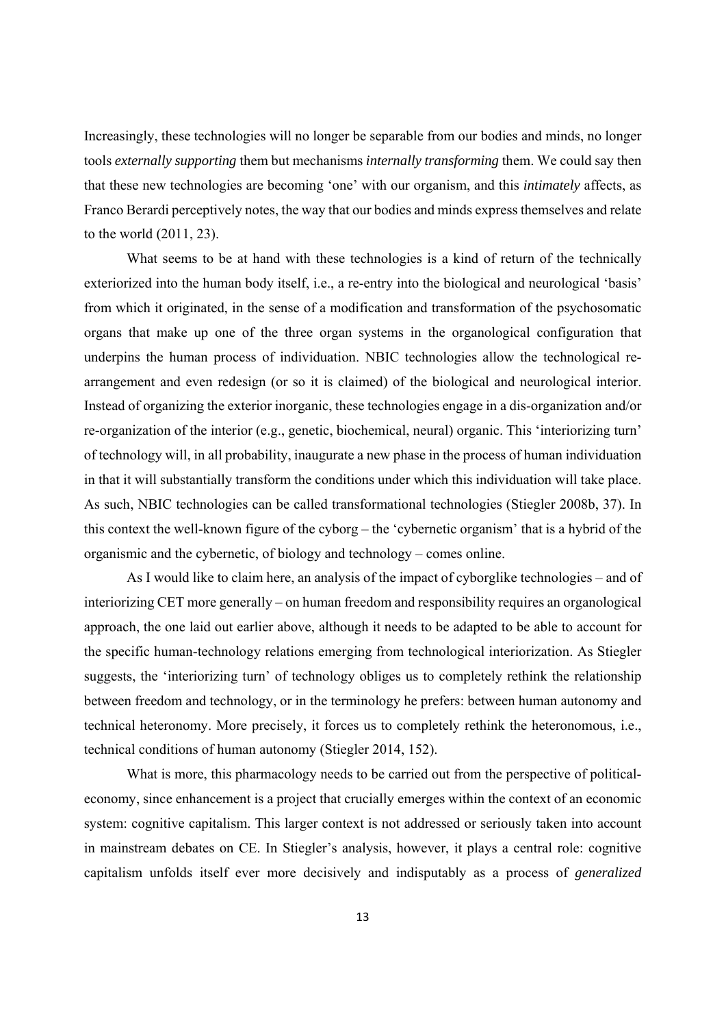Increasingly, these technologies will no longer be separable from our bodies and minds, no longer tools *externally supporting* them but mechanisms *internally transforming* them. We could say then that these new technologies are becoming 'one' with our organism, and this *intimately* affects, as Franco Berardi perceptively notes, the way that our bodies and minds express themselves and relate to the world (2011, 23).

What seems to be at hand with these technologies is a kind of return of the technically exteriorized into the human body itself, i.e., a re-entry into the biological and neurological 'basis' from which it originated, in the sense of a modification and transformation of the psychosomatic organs that make up one of the three organ systems in the organological configuration that underpins the human process of individuation. NBIC technologies allow the technological re-arrangement and even redesign (or so it is claimed) of the biological and neurological interior. Instead of organizing the exterior inorganic, these technologies engage in a dis-organization and/or re-organization of the interior (e.g., genetic, biochemical, neural) organic. This 'interiorizing turn' of technology will, in all probability, inaugurate a new phase in the process of human individuation in that it will substantially transform the conditions under which this individuation will take place. As such, NBIC technologies can be called transformational technologies (Stiegler 2008b, 37). In this context the well-known figure of the cyborg – the 'cybernetic organism' that is a hybrid of the organismic and the cybernetic, of biology and technology – comes online.

As I would like to claim here, an analysis of the impact of cyborglike technologies – and of interiorizing CET more generally – on human freedom and responsibility requires an organological approach, the one laid out earlier above, although it needs to be adapted to be able to account for the specific human-technology relations emerging from technological interiorization. As Stiegler suggests, the 'interiorizing turn' of technology obliges us to completely rethink the relationship between freedom and technology, or in the terminology he prefers: between human autonomy and technical heteronomy. More precisely, it forces us to completely rethink the heteronomous, i.e., technical conditions of human autonomy (Stiegler 2014, 152).

What is more, this pharmacology needs to be carried out from the perspective of political-economy, since enhancement is a project that crucially emerges within the context of an economic system: cognitive capitalism. This larger context is not addressed or seriously taken into account in mainstream debates on CE. In Stiegler's analysis, however, it plays a central role: cognitive capitalism unfolds itself ever more decisively and indisputably as a process of *generalized*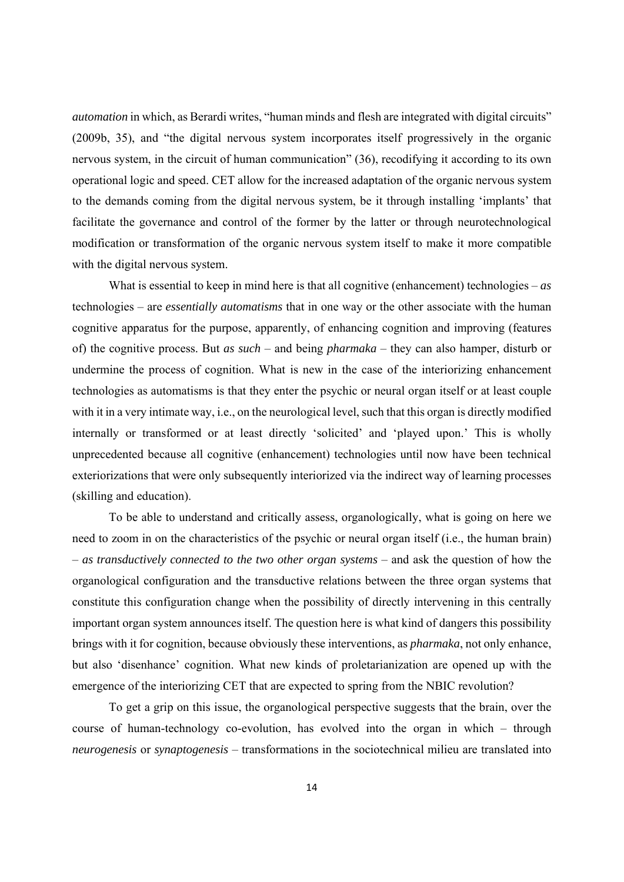*automation* in which, as Berardi writes, "human minds and flesh are integrated with digital circuits" (2009b, 35), and "the digital nervous system incorporates itself progressively in the organic nervous system, in the circuit of human communication" (36), recodifying it according to its own operational logic and speed. CET allow for the increased adaptation of the organic nervous system to the demands coming from the digital nervous system, be it through installing 'implants' that facilitate the governance and control of the former by the latter or through neurotechnological modification or transformation of the organic nervous system itself to make it more compatible with the digital nervous system.

What is essential to keep in mind here is that all cognitive (enhancement) technologies – *as* technologies – are *essentially automatisms* that in one way or the other associate with the human cognitive apparatus for the purpose, apparently, of enhancing cognition and improving (features of) the cognitive process. But *as such* – and being *pharmaka* – they can also hamper, disturb or undermine the process of cognition. What is new in the case of the interiorizing enhancement technologies as automatisms is that they enter the psychic or neural organ itself or at least couple with it in a very intimate way, i.e., on the neurological level, such that this organ is directly modified internally or transformed or at least directly 'solicited' and 'played upon.' This is wholly unprecedented because all cognitive (enhancement) technologies until now have been technical exteriorizations that were only subsequently interiorized via the indirect way of learning processes (skilling and education).

To be able to understand and critically assess, organologically, what is going on here we need to zoom in on the characteristics of the psychic or neural organ itself (i.e., the human brain) – *as transductively connected to the two other organ systems* – and ask the question of how the organological configuration and the transductive relations between the three organ systems that constitute this configuration change when the possibility of directly intervening in this centrally important organ system announces itself. The question here is what kind of dangers this possibility brings with it for cognition, because obviously these interventions, as *pharmaka*, not only enhance, but also 'disenhance' cognition. What new kinds of proletarianization are opened up with the emergence of the interiorizing CET that are expected to spring from the NBIC revolution?

To get a grip on this issue, the organological perspective suggests that the brain, over the course of human-technology co-evolution, has evolved into the organ in which – through *neurogenesis* or *synaptogenesis* – transformations in the sociotechnical milieu are translated into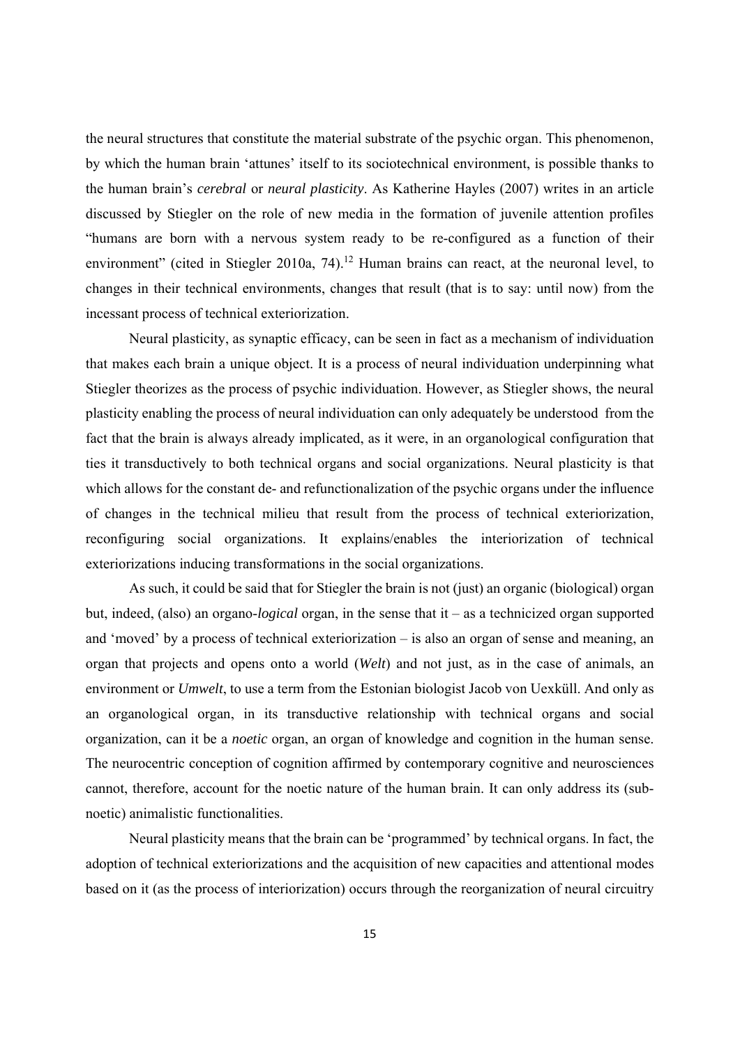the neural structures that constitute the material substrate of the psychic organ. This phenomenon, by which the human brain 'attunes' itself to its sociotechnical environment, is possible thanks to the human brain's *cerebral* or *neural plasticity*. As Katherine Hayles (2007) writes in an article discussed by Stiegler on the role of new media in the formation of juvenile attention profiles "humans are born with a nervous system ready to be re-configured as a function of their environment" (cited in Stiegler 2010a, 74).[12] Human brains can react, at the neuronal level, to changes in their technical environments, changes that result (that is to say: until now) from the incessant process of technical exteriorization.

Neural plasticity, as synaptic efficacy, can be seen in fact as a mechanism of individuation that makes each brain a unique object. It is a process of neural individuation underpinning what Stiegler theorizes as the process of psychic individuation. However, as Stiegler shows, the neural plasticity enabling the process of neural individuation can only adequately be understood from the fact that the brain is always already implicated, as it were, in an organological configuration that ties it transductively to both technical organs and social organizations. Neural plasticity is that which allows for the constant de- and refunctionalization of the psychic organs under the influence of changes in the technical milieu that result from the process of technical exteriorization, reconfiguring social organizations. It explains/enables the interiorization of technical exteriorizations inducing transformations in the social organizations.

As such, it could be said that for Stiegler the brain is not (just) an organic (biological) organ but, indeed, (also) an organo-*logical* organ, in the sense that it – as a technicized organ supported and 'moved' by a process of technical exteriorization – is also an organ of sense and meaning, an organ that projects and opens onto a world (*Welt*) and not just, as in the case of animals, an environment or *Umwelt*, to use a term from the Estonian biologist Jacob von Uexküll. And only as an organological organ, in its transductive relationship with technical organs and social organization, can it be a *noetic* organ, an organ of knowledge and cognition in the human sense. The neurocentric conception of cognition affirmed by contemporary cognitive and neurosciences cannot, therefore, account for the noetic nature of the human brain. It can only address its (sub-noetic) animalistic functionalities.

Neural plasticity means that the brain can be 'programmed' by technical organs. In fact, the adoption of technical exteriorizations and the acquisition of new capacities and attentional modes based on it (as the process of interiorization) occurs through the reorganization of neural circuitry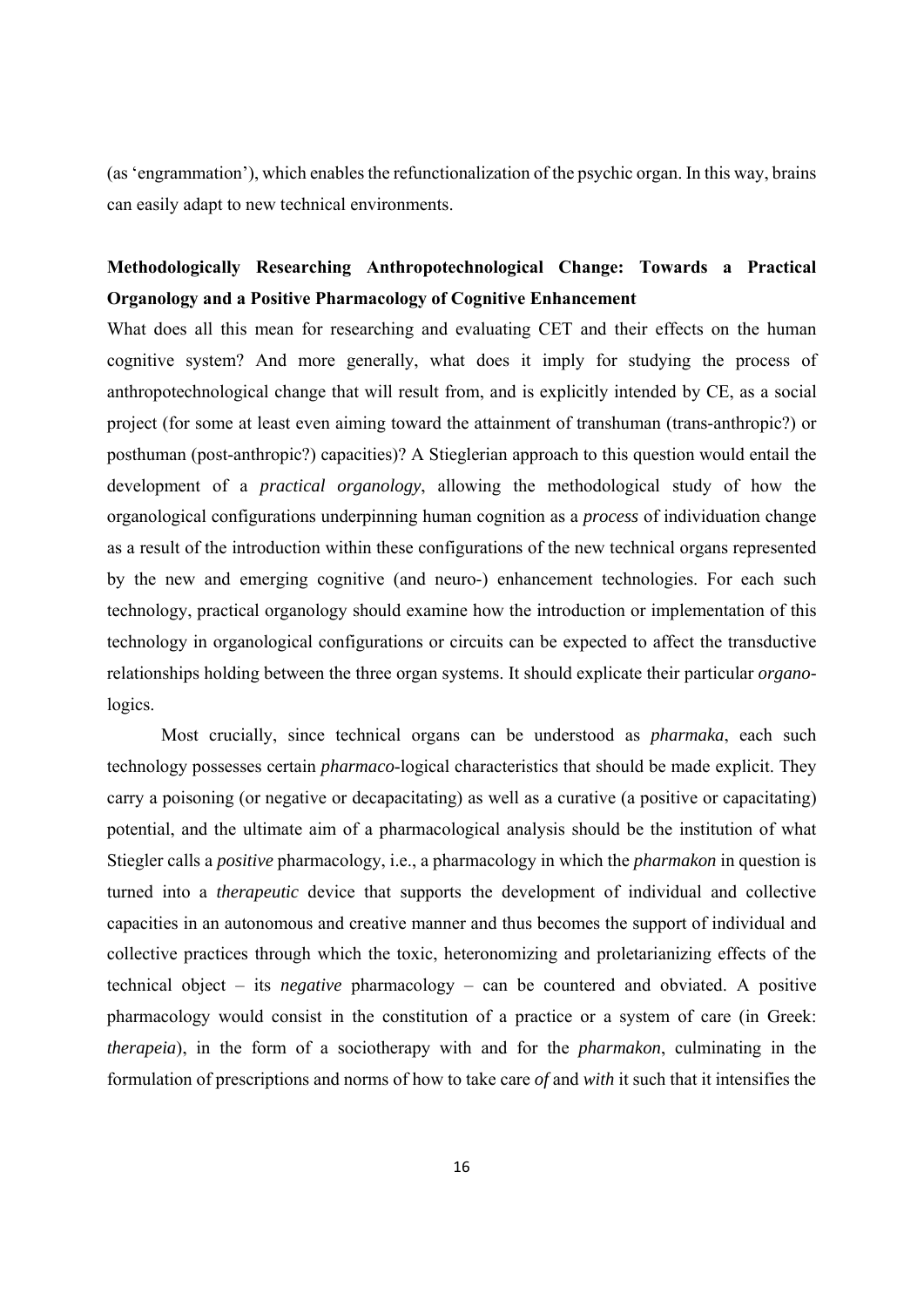(as 'engrammation'), which enables the refunctionalization of the psychic organ. In this way, brains can easily adapt to new technical environments.

## Methodologically Researching Anthropotechnological Change: Towards a Practical Organology and a Positive Pharmacology of Cognitive Enhancement

What does all this mean for researching and evaluating CET and their effects on the human cognitive system? And more generally, what does it imply for studying the process of anthropotechnological change that will result from, and is explicitly intended by CE, as a social project (for some at least even aiming toward the attainment of transhuman (trans-anthropic?) or posthuman (post-anthropic?) capacities)? A Stieglerian approach to this question would entail the development of a *practical organology*, allowing the methodological study of how the organological configurations underpinning human cognition as a *process* of individuation change as a result of the introduction within these configurations of the new technical organs represented by the new and emerging cognitive (and neuro-) enhancement technologies. For each such technology, practical organology should examine how the introduction or implementation of this technology in organological configurations or circuits can be expected to affect the transductive relationships holding between the three organ systems. It should explicate their particular *organo*-logics.

Most crucially, since technical organs can be understood as *pharmaka*, each such technology possesses certain *pharmaco*-logical characteristics that should be made explicit. They carry a poisoning (or negative or decapacitating) as well as a curative (a positive or capacitating) potential, and the ultimate aim of a pharmacological analysis should be the institution of what Stiegler calls a *positive* pharmacology, i.e., a pharmacology in which the *pharmakon* in question is turned into a *therapeutic* device that supports the development of individual and collective capacities in an autonomous and creative manner and thus becomes the support of individual and collective practices through which the toxic, heteronomizing and proletarianizing effects of the technical object – its *negative* pharmacology – can be countered and obviated. A positive pharmacology would consist in the constitution of a practice or a system of care (in Greek: *therapeia*), in the form of a sociotherapy with and for the *pharmakon*, culminating in the formulation of prescriptions and norms of how to take care *of* and *with* it such that it intensifies the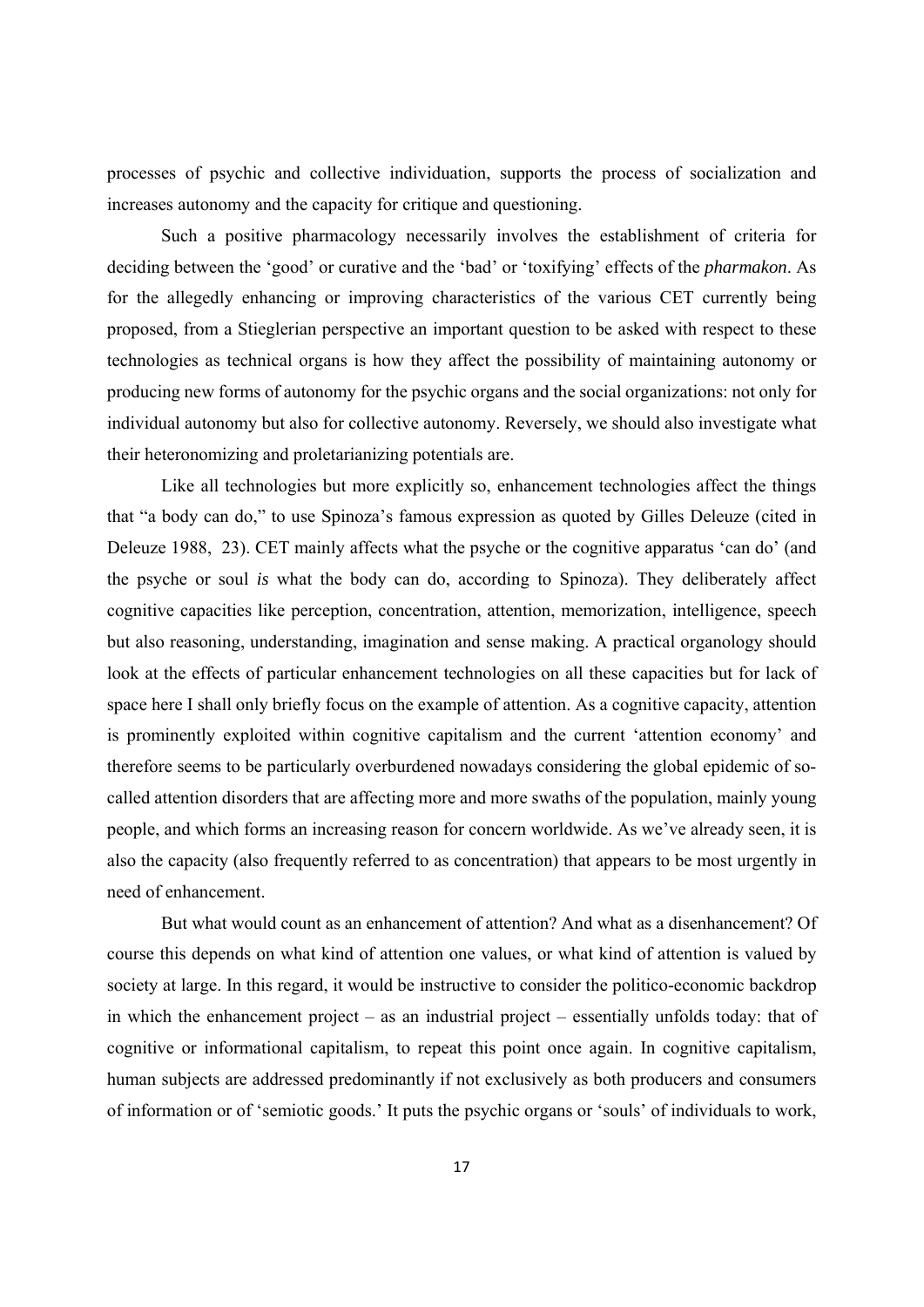processes of psychic and collective individuation, supports the process of socialization and increases autonomy and the capacity for critique and questioning.

Such a positive pharmacology necessarily involves the establishment of criteria for deciding between the 'good' or curative and the 'bad' or 'toxifying' effects of the *pharmakon*. As for the allegedly enhancing or improving characteristics of the various CET currently being proposed, from a Stieglerian perspective an important question to be asked with respect to these technologies as technical organs is how they affect the possibility of maintaining autonomy or producing new forms of autonomy for the psychic organs and the social organizations: not only for individual autonomy but also for collective autonomy. Reversely, we should also investigate what their heteronomizing and proletarianizing potentials are.

Like all technologies but more explicitly so, enhancement technologies affect the things that "a body can do," to use Spinoza's famous expression as quoted by Gilles Deleuze (cited in Deleuze 1988, 23). CET mainly affects what the psyche or the cognitive apparatus 'can do' (and the psyche or soul *is* what the body can do, according to Spinoza). They deliberately affect cognitive capacities like perception, concentration, attention, memorization, intelligence, speech but also reasoning, understanding, imagination and sense making. A practical organology should look at the effects of particular enhancement technologies on all these capacities but for lack of space here I shall only briefly focus on the example of attention. As a cognitive capacity, attention is prominently exploited within cognitive capitalism and the current 'attention economy' and therefore seems to be particularly overburdened nowadays considering the global epidemic of so-called attention disorders that are affecting more and more swaths of the population, mainly young people, and which forms an increasing reason for concern worldwide. As we've already seen, it is also the capacity (also frequently referred to as concentration) that appears to be most urgently in need of enhancement.

But what would count as an enhancement of attention? And what as a disenhancement? Of course this depends on what kind of attention one values, or what kind of attention is valued by society at large. In this regard, it would be instructive to consider the politico-economic backdrop in which the enhancement project – as an industrial project – essentially unfolds today: that of cognitive or informational capitalism, to repeat this point once again. In cognitive capitalism, human subjects are addressed predominantly if not exclusively as both producers and consumers of information or of 'semiotic goods.' It puts the psychic organs or 'souls' of individuals to work,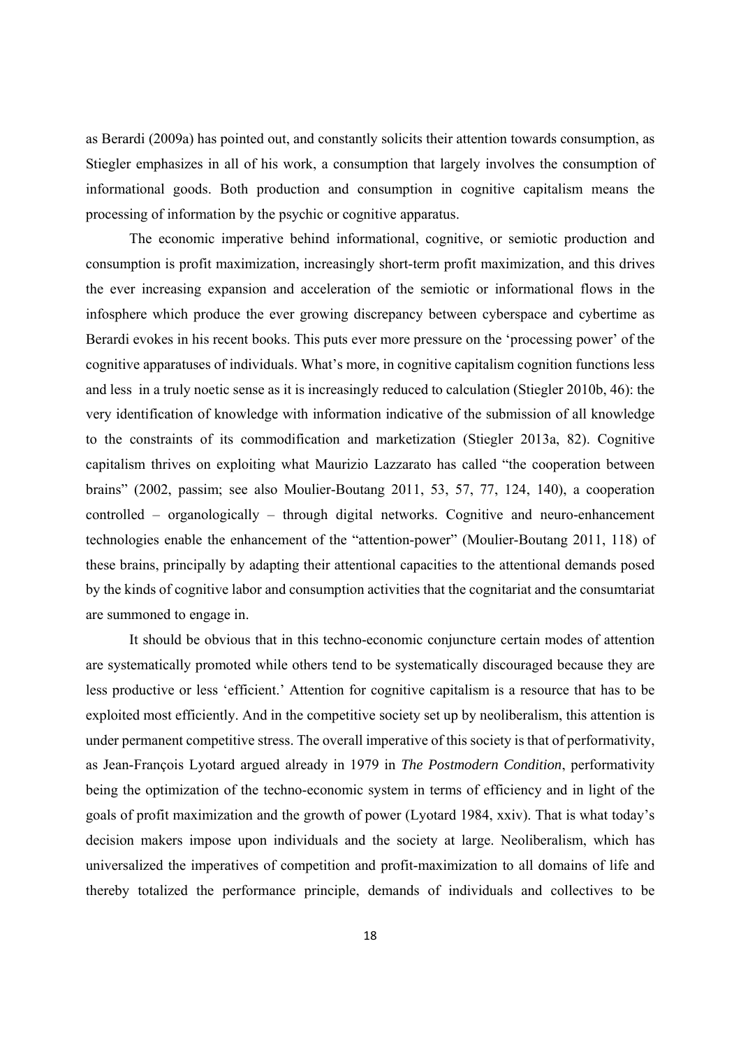as Berardi (2009a) has pointed out, and constantly solicits their attention towards consumption, as Stiegler emphasizes in all of his work, a consumption that largely involves the consumption of informational goods. Both production and consumption in cognitive capitalism means the processing of information by the psychic or cognitive apparatus.

The economic imperative behind informational, cognitive, or semiotic production and consumption is profit maximization, increasingly short-term profit maximization, and this drives the ever increasing expansion and acceleration of the semiotic or informational flows in the infosphere which produce the ever growing discrepancy between cyberspace and cybertime as Berardi evokes in his recent books. This puts ever more pressure on the 'processing power' of the cognitive apparatuses of individuals. What's more, in cognitive capitalism cognition functions less and less in a truly noetic sense as it is increasingly reduced to calculation (Stiegler 2010b, 46): the very identification of knowledge with information indicative of the submission of all knowledge to the constraints of its commodification and marketization (Stiegler 2013a, 82). Cognitive capitalism thrives on exploiting what Maurizio Lazzarato has called "the cooperation between brains" (2002, passim; see also Moulier-Boutang 2011, 53, 57, 77, 124, 140), a cooperation controlled – organologically – through digital networks. Cognitive and neuro-enhancement technologies enable the enhancement of the "attention-power" (Moulier-Boutang 2011, 118) of these brains, principally by adapting their attentional capacities to the attentional demands posed by the kinds of cognitive labor and consumption activities that the cognitariat and the consumtariat are summoned to engage in.

It should be obvious that in this techno-economic conjuncture certain modes of attention are systematically promoted while others tend to be systematically discouraged because they are less productive or less 'efficient.' Attention for cognitive capitalism is a resource that has to be exploited most efficiently. And in the competitive society set up by neoliberalism, this attention is under permanent competitive stress. The overall imperative of this society is that of performativity, as Jean-François Lyotard argued already in 1979 in *The Postmodern Condition*, performativity being the optimization of the techno-economic system in terms of efficiency and in light of the goals of profit maximization and the growth of power (Lyotard 1984, xxiv). That is what today's decision makers impose upon individuals and the society at large. Neoliberalism, which has universalized the imperatives of competition and profit-maximization to all domains of life and thereby totalized the performance principle, demands of individuals and collectives to be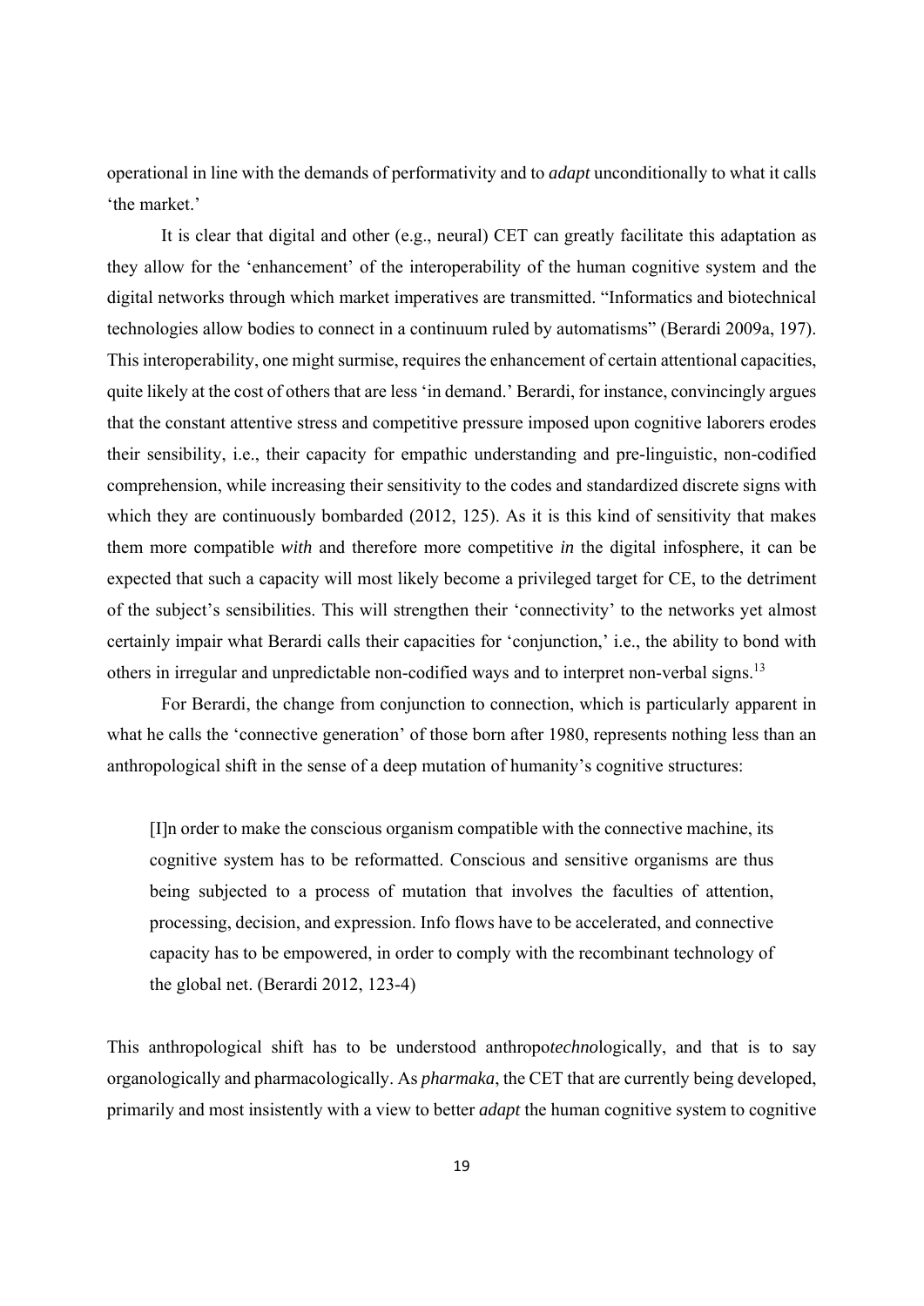operational in line with the demands of performativity and to *adapt* unconditionally to what it calls 'the market.'

It is clear that digital and other (e.g., neural) CET can greatly facilitate this adaptation as they allow for the 'enhancement' of the interoperability of the human cognitive system and the digital networks through which market imperatives are transmitted. "Informatics and biotechnical technologies allow bodies to connect in a continuum ruled by automatisms" (Berardi 2009a, 197). This interoperability, one might surmise, requires the enhancement of certain attentional capacities, quite likely at the cost of others that are less 'in demand.' Berardi, for instance, convincingly argues that the constant attentive stress and competitive pressure imposed upon cognitive laborers erodes their sensibility, i.e., their capacity for empathic understanding and pre-linguistic, non-codified comprehension, while increasing their sensitivity to the codes and standardized discrete signs with which they are continuously bombarded (2012, 125). As it is this kind of sensitivity that makes them more compatible *with* and therefore more competitive *in* the digital infosphere, it can be expected that such a capacity will most likely become a privileged target for CE, to the detriment of the subject's sensibilities. This will strengthen their 'connectivity' to the networks yet almost certainly impair what Berardi calls their capacities for 'conjunction,' i.e., the ability to bond with others in irregular and unpredictable non-codified ways and to interpret non-verbal signs.[13]

For Berardi, the change from conjunction to connection, which is particularly apparent in what he calls the 'connective generation' of those born after 1980, represents nothing less than an anthropological shift in the sense of a deep mutation of humanity's cognitive structures:

> [I]n order to make the conscious organism compatible with the connective machine, its cognitive system has to be reformatted. Conscious and sensitive organisms are thus being subjected to a process of mutation that involves the faculties of attention, processing, decision, and expression. Info flows have to be accelerated, and connective capacity has to be empowered, in order to comply with the recombinant technology of the global net. (Berardi 2012, 123-4)

This anthropological shift has to be understood anthropo*techno*logically, and that is to say organologically and pharmacologically. As *pharmaka*, the CET that are currently being developed, primarily and most insistently with a view to better *adapt* the human cognitive system to cognitive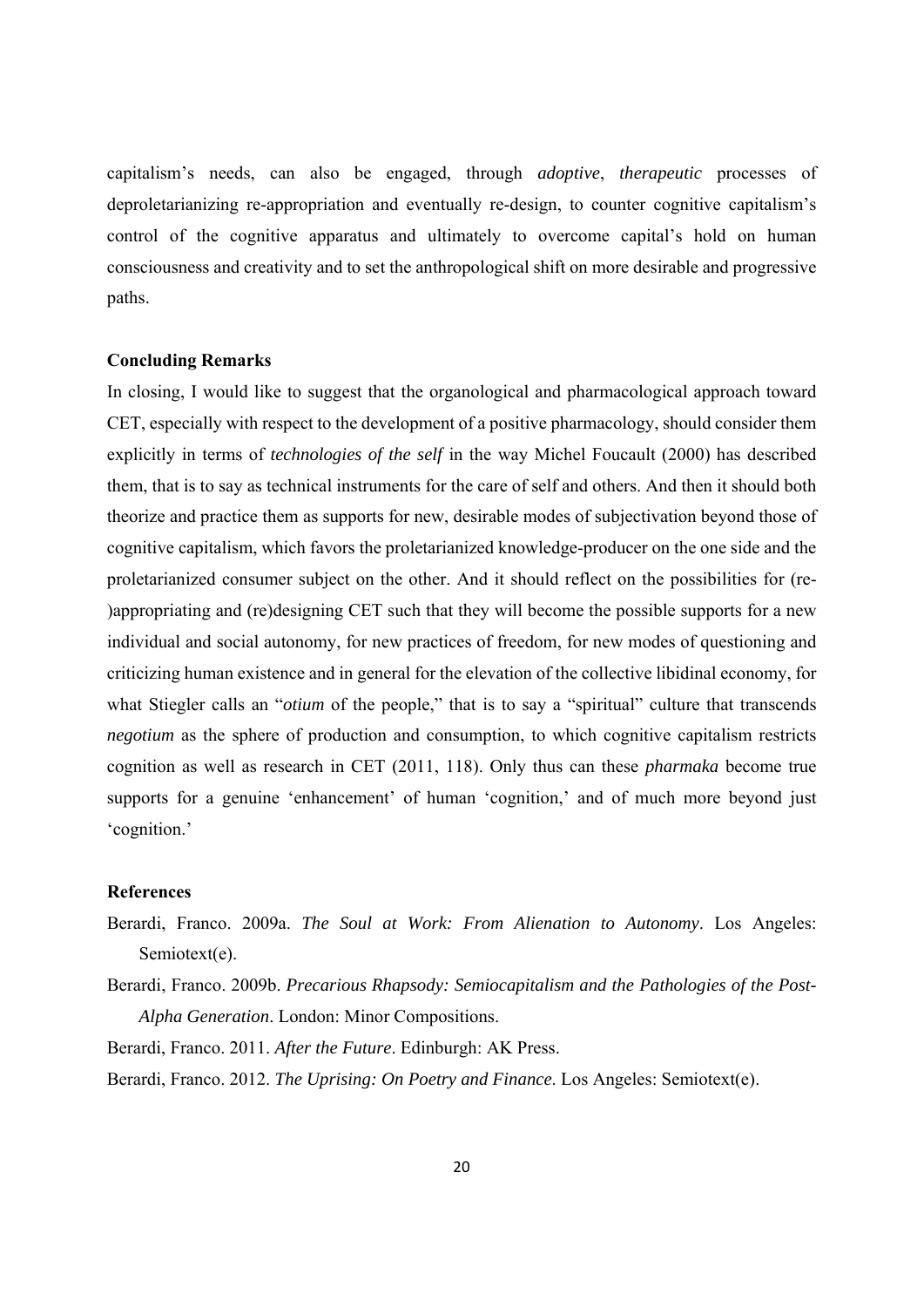capitalism's needs, can also be engaged, through *adoptive*, *therapeutic* processes of deproletarianizing re-appropriation and eventually re-design, to counter cognitive capitalism's control of the cognitive apparatus and ultimately to overcome capital's hold on human consciousness and creativity and to set the anthropological shift on more desirable and progressive paths.

**Concluding Remarks**

In closing, I would like to suggest that the organological and pharmacological approach toward CET, especially with respect to the development of a positive pharmacology, should consider them explicitly in terms of *technologies of the self* in the way Michel Foucault (2000) has described them, that is to say as technical instruments for the care of self and others. And then it should both theorize and practice them as supports for new, desirable modes of subjectivation beyond those of cognitive capitalism, which favors the proletarianized knowledge-producer on the one side and the proletarianized consumer subject on the other. And it should reflect on the possibilities for (re-)appropriating and (re)designing CET such that they will become the possible supports for a new individual and social autonomy, for new practices of freedom, for new modes of questioning and criticizing human existence and in general for the elevation of the collective libidinal economy, for what Stiegler calls an "*otium* of the people," that is to say a "spiritual" culture that transcends *negotium* as the sphere of production and consumption, to which cognitive capitalism restricts cognition as well as research in CET (2011, 118). Only thus can these *pharmaka* become true supports for a genuine 'enhancement' of human 'cognition,' and of much more beyond just 'cognition.'

**References**

Berardi, Franco. 2009a. *The Soul at Work: From Alienation to Autonomy*. Los Angeles: Semiotext(e).

Berardi, Franco. 2009b. *Precarious Rhapsody: Semiocapitalism and the Pathologies of the Post-Alpha Generation*. London: Minor Compositions.

Berardi, Franco. 2011. *After the Future*. Edinburgh: AK Press.

Berardi, Franco. 2012. *The Uprising: On Poetry and Finance*. Los Angeles: Semiotext(e).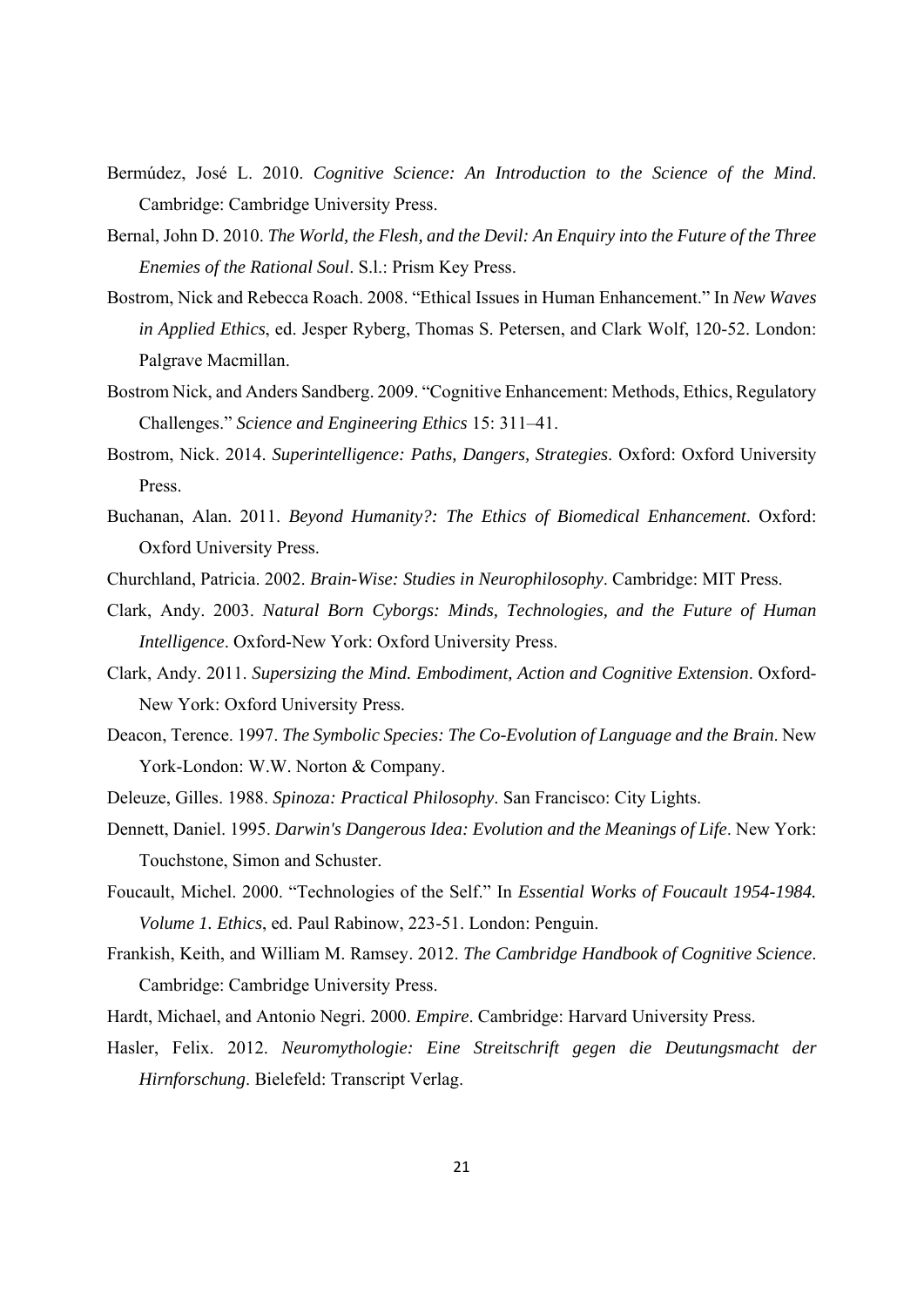Bermúdez, José L. 2010. *Cognitive Science: An Introduction to the Science of the Mind*. Cambridge: Cambridge University Press.

Bernal, John D. 2010. *The World, the Flesh, and the Devil: An Enquiry into the Future of the Three Enemies of the Rational Soul*. S.l.: Prism Key Press.

Bostrom, Nick and Rebecca Roach. 2008. "Ethical Issues in Human Enhancement." In *New Waves in Applied Ethics*, ed. Jesper Ryberg, Thomas S. Petersen, and Clark Wolf, 120-52. London: Palgrave Macmillan.

Bostrom Nick, and Anders Sandberg. 2009. "Cognitive Enhancement: Methods, Ethics, Regulatory Challenges." *Science and Engineering Ethics* 15: 311–41.

Bostrom, Nick. 2014. *Superintelligence: Paths, Dangers, Strategies*. Oxford: Oxford University Press.

Buchanan, Alan. 2011. *Beyond Humanity?: The Ethics of Biomedical Enhancement*. Oxford: Oxford University Press.

Churchland, Patricia. 2002. *Brain-Wise: Studies in Neurophilosophy*. Cambridge: MIT Press.

Clark, Andy. 2003. *Natural Born Cyborgs: Minds, Technologies, and the Future of Human Intelligence*. Oxford-New York: Oxford University Press.

Clark, Andy. 2011. *Supersizing the Mind. Embodiment, Action and Cognitive Extension*. Oxford-New York: Oxford University Press.

Deacon, Terence. 1997. *The Symbolic Species: The Co-Evolution of Language and the Brain*. New York-London: W.W. Norton & Company.

Deleuze, Gilles. 1988. *Spinoza: Practical Philosophy*. San Francisco: City Lights.

Dennett, Daniel. 1995. *Darwin's Dangerous Idea: Evolution and the Meanings of Life*. New York: Touchstone, Simon and Schuster.

Foucault, Michel. 2000. "Technologies of the Self." In *Essential Works of Foucault 1954-1984. Volume 1. Ethics*, ed. Paul Rabinow, 223-51. London: Penguin.

Frankish, Keith, and William M. Ramsey. 2012. *The Cambridge Handbook of Cognitive Science*. Cambridge: Cambridge University Press.

Hardt, Michael, and Antonio Negri. 2000. *Empire*. Cambridge: Harvard University Press.

Hasler, Felix. 2012. *Neuromythologie: Eine Streitschrift gegen die Deutungsmacht der Hirnforschung*. Bielefeld: Transcript Verlag.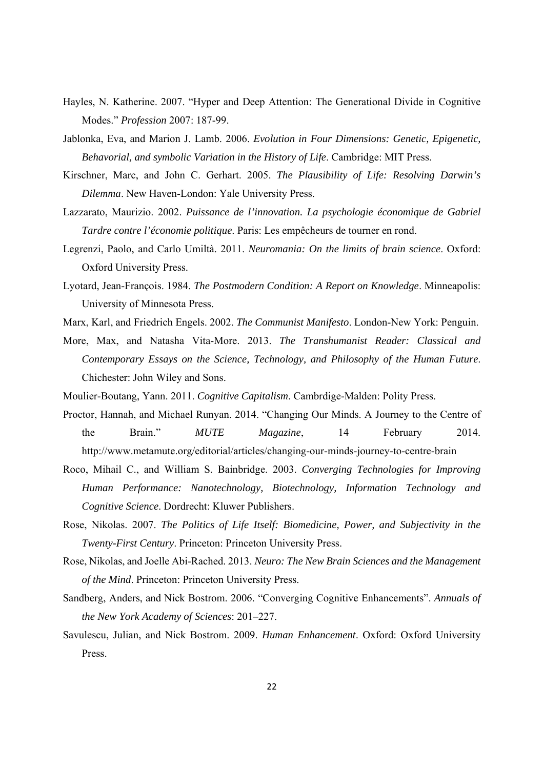Hayles, N. Katherine. 2007. "Hyper and Deep Attention: The Generational Divide in Cognitive Modes." *Profession* 2007: 187-99.

Jablonka, Eva, and Marion J. Lamb. 2006. *Evolution in Four Dimensions: Genetic, Epigenetic, Behavorial, and symbolic Variation in the History of Life*. Cambridge: MIT Press.

Kirschner, Marc, and John C. Gerhart. 2005. *The Plausibility of Life: Resolving Darwin's Dilemma*. New Haven-London: Yale University Press.

Lazzarato, Maurizio. 2002. *Puissance de l'innovation. La psychologie économique de Gabriel Tardre contre l'économie politique*. Paris: Les empêcheurs de tourner en rond.

Legrenzi, Paolo, and Carlo Umiltà. 2011. *Neuromania: On the limits of brain science*. Oxford: Oxford University Press.

Lyotard, Jean-François. 1984. *The Postmodern Condition: A Report on Knowledge*. Minneapolis: University of Minnesota Press.

Marx, Karl, and Friedrich Engels. 2002. *The Communist Manifesto*. London-New York: Penguin.

More, Max, and Natasha Vita-More. 2013. *The Transhumanist Reader: Classical and Contemporary Essays on the Science, Technology, and Philosophy of the Human Future*. Chichester: John Wiley and Sons.

Moulier-Boutang, Yann. 2011. *Cognitive Capitalism*. Cambrdige-Malden: Polity Press.

Proctor, Hannah, and Michael Runyan. 2014. "Changing Our Minds. A Journey to the Centre of the Brain." *MUTE Magazine*, 14 February 2014. http://www.metamute.org/editorial/articles/changing-our-minds-journey-to-centre-brain

Roco, Mihail C., and William S. Bainbridge. 2003. *Converging Technologies for Improving Human Performance: Nanotechnology, Biotechnology, Information Technology and Cognitive Science*. Dordrecht: Kluwer Publishers.

Rose, Nikolas. 2007. *The Politics of Life Itself: Biomedicine, Power, and Subjectivity in the Twenty-First Century*. Princeton: Princeton University Press.

Rose, Nikolas, and Joelle Abi-Rached. 2013. *Neuro: The New Brain Sciences and the Management of the Mind*. Princeton: Princeton University Press.

Sandberg, Anders, and Nick Bostrom. 2006. "Converging Cognitive Enhancements". *Annuals of the New York Academy of Sciences*: 201–227.

Savulescu, Julian, and Nick Bostrom. 2009. *Human Enhancement*. Oxford: Oxford University Press.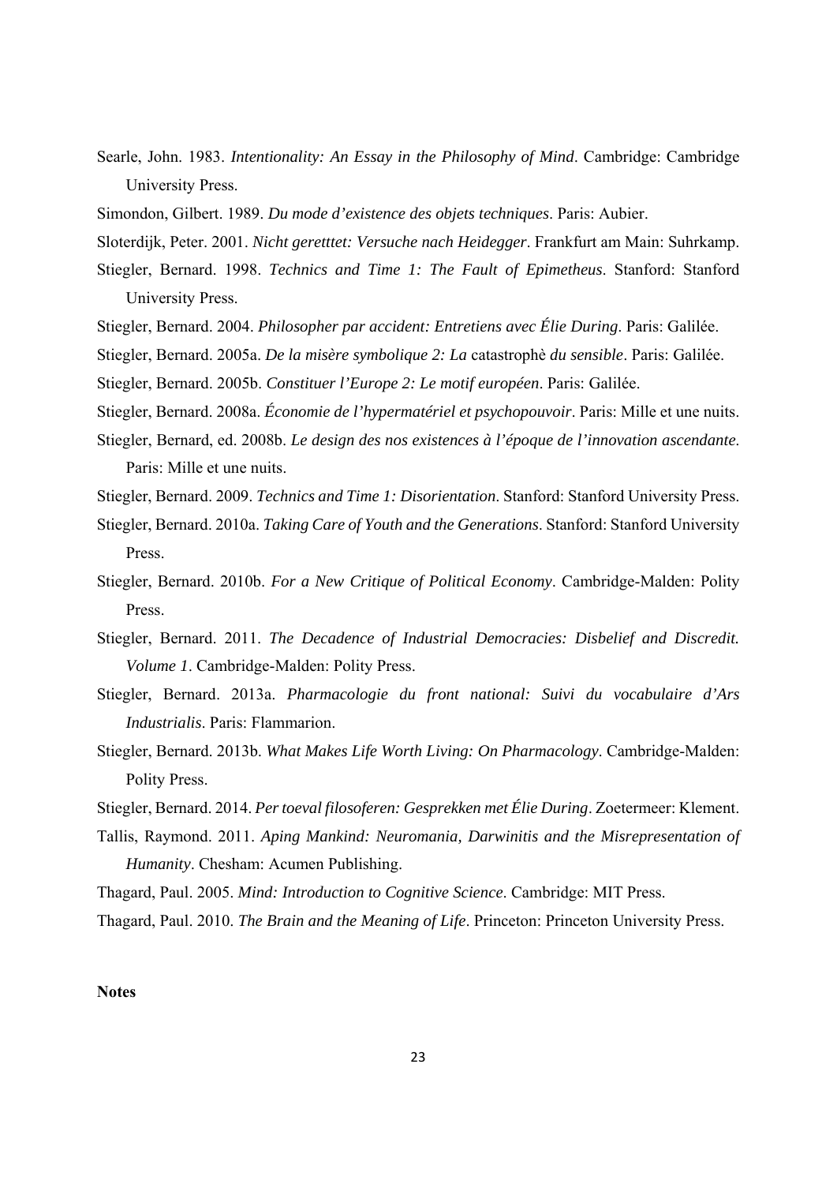Searle, John. 1983. *Intentionality: An Essay in the Philosophy of Mind*. Cambridge: Cambridge University Press.

Simondon, Gilbert. 1989. *Du mode d'existence des objets techniques*. Paris: Aubier.

Sloterdijk, Peter. 2001. *Nicht geretttet: Versuche nach Heidegger*. Frankfurt am Main: Suhrkamp.

Stiegler, Bernard. 1998. *Technics and Time 1: The Fault of Epimetheus*. Stanford: Stanford University Press.

Stiegler, Bernard. 2004. *Philosopher par accident: Entretiens avec Élie During*. Paris: Galilée.

Stiegler, Bernard. 2005a. *De la misère symbolique 2: La* catastrophè *du sensible*. Paris: Galilée.

Stiegler, Bernard. 2005b. *Constituer l'Europe 2: Le motif européen*. Paris: Galilée.

Stiegler, Bernard. 2008a. *Économie de l'hypermatériel et psychopouvoir*. Paris: Mille et une nuits.

Stiegler, Bernard, ed. 2008b. *Le design des nos existences à l'époque de l'innovation ascendante*. Paris: Mille et une nuits.

Stiegler, Bernard. 2009. *Technics and Time 1: Disorientation*. Stanford: Stanford University Press.

Stiegler, Bernard. 2010a. *Taking Care of Youth and the Generations*. Stanford: Stanford University Press.

Stiegler, Bernard. 2010b. *For a New Critique of Political Economy*. Cambridge-Malden: Polity Press.

Stiegler, Bernard. 2011. *The Decadence of Industrial Democracies: Disbelief and Discredit. Volume 1*. Cambridge-Malden: Polity Press.

Stiegler, Bernard. 2013a. *Pharmacologie du front national: Suivi du vocabulaire d'Ars Industrialis*. Paris: Flammarion.

Stiegler, Bernard. 2013b. *What Makes Life Worth Living: On Pharmacology*. Cambridge-Malden: Polity Press.

Stiegler, Bernard. 2014. *Per toeval filosoferen: Gesprekken met Élie During*. Zoetermeer: Klement.

Tallis, Raymond. 2011. *Aping Mankind: Neuromania, Darwinitis and the Misrepresentation of Humanity*. Chesham: Acumen Publishing.

Thagard, Paul. 2005. *Mind: Introduction to Cognitive Science*. Cambridge: MIT Press.

Thagard, Paul. 2010. *The Brain and the Meaning of Life*. Princeton: Princeton University Press.

**Notes**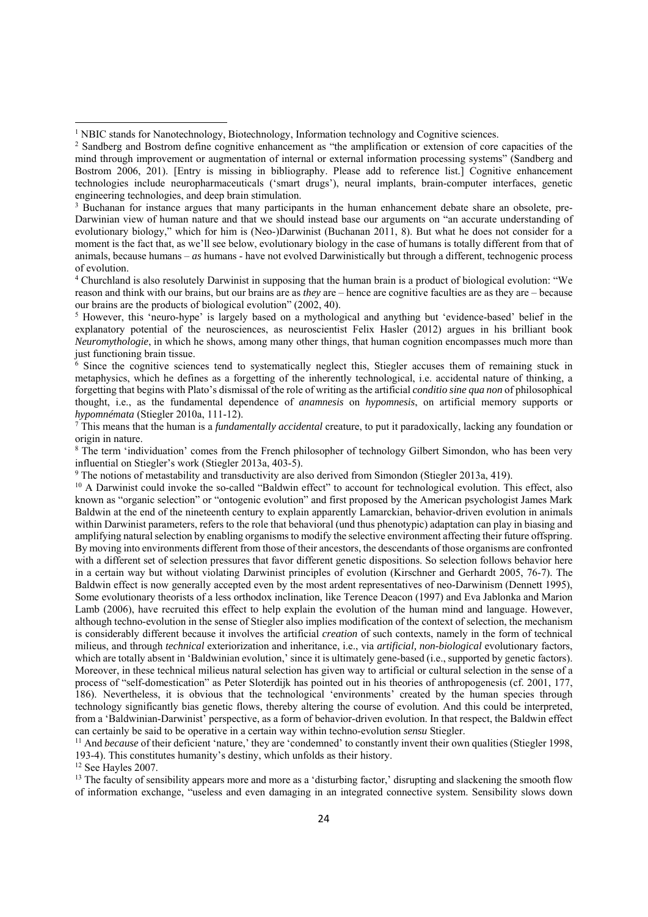[1] NBIC stands for Nanotechnology, Biotechnology, Information technology and Cognitive sciences.

[2] Sandberg and Bostrom define cognitive enhancement as "the amplification or extension of core capacities of the mind through improvement or augmentation of internal or external information processing systems" (Sandberg and Bostrom 2006, 201). [Entry is missing in bibliography. Please add to reference list.] Cognitive enhancement technologies include neuropharmaceuticals ('smart drugs'), neural implants, brain-computer interfaces, genetic engineering technologies, and deep brain stimulation.

[3] Buchanan for instance argues that many participants in the human enhancement debate share an obsolete, pre-Darwinian view of human nature and that we should instead base our arguments on "an accurate understanding of evolutionary biology," which for him is (Neo-)Darwinist (Buchanan 2011, 8). But what he does not consider for a moment is the fact that, as we'll see below, evolutionary biology in the case of humans is totally different from that of animals, because humans – *as* humans - have not evolved Darwinistically but through a different, technogenic process of evolution.

[4] Churchland is also resolutely Darwinist in supposing that the human brain is a product of biological evolution: "We reason and think with our brains, but our brains are as *they* are – hence are cognitive faculties are as they are – because our brains are the products of biological evolution" (2002, 40).

[5] However, this 'neuro-hype' is largely based on a mythological and anything but 'evidence-based' belief in the explanatory potential of the neurosciences, as neuroscientist Felix Hasler (2012) argues in his brilliant book *Neuromythologie*, in which he shows, among many other things, that human cognition encompasses much more than just functioning brain tissue.

[6] Since the cognitive sciences tend to systematically neglect this, Stiegler accuses them of remaining stuck in metaphysics, which he defines as a forgetting of the inherently technological, i.e. accidental nature of thinking, a forgetting that begins with Plato's dismissal of the role of writing as the artificial *conditio sine qua non* of philosophical thought, i.e., as the fundamental dependence of *anamnesis* on *hypomnesis*, on artificial memory supports or *hypomnémata* (Stiegler 2010a, 111-12).

[7] This means that the human is a *fundamentally accidental* creature, to put it paradoxically, lacking any foundation or origin in nature.

[8] The term 'individuation' comes from the French philosopher of technology Gilbert Simondon, who has been very influential on Stiegler's work (Stiegler 2013a, 403-5).

[9] The notions of metastability and transductivity are also derived from Simondon (Stiegler 2013a, 419).

[10] A Darwinist could invoke the so-called "Baldwin effect" to account for technological evolution. This effect, also known as "organic selection" or "ontogenic evolution" and first proposed by the American psychologist James Mark Baldwin at the end of the nineteenth century to explain apparently Lamarckian, behavior-driven evolution in animals within Darwinist parameters, refers to the role that behavioral (und thus phenotypic) adaptation can play in biasing and amplifying natural selection by enabling organisms to modify the selective environment affecting their future offspring. By moving into environments different from those of their ancestors, the descendants of those organisms are confronted with a different set of selection pressures that favor different genetic dispositions. So selection follows behavior here in a certain way but without violating Darwinist principles of evolution (Kirschner and Gerhardt 2005, 76-7). The Baldwin effect is now generally accepted even by the most ardent representatives of neo-Darwinism (Dennett 1995), Some evolutionary theorists of a less orthodox inclination, like Terence Deacon (1997) and Eva Jablonka and Marion Lamb (2006), have recruited this effect to help explain the evolution of the human mind and language. However, although techno-evolution in the sense of Stiegler also implies modification of the context of selection, the mechanism is considerably different because it involves the artificial *creation* of such contexts, namely in the form of technical milieus, and through *technical* exteriorization and inheritance, i.e., via *artificial, non-biological* evolutionary factors, which are totally absent in 'Baldwinian evolution,' since it is ultimately gene-based (i.e., supported by genetic factors). Moreover, in these technical milieus natural selection has given way to artificial or cultural selection in the sense of a process of "self-domestication" as Peter Sloterdijk has pointed out in his theories of anthropogenesis (cf. 2001, 177, 186). Nevertheless, it is obvious that the technological 'environments' created by the human species through technology significantly bias genetic flows, thereby altering the course of evolution. And this could be interpreted, from a 'Baldwinian-Darwinist' perspective, as a form of behavior-driven evolution. In that respect, the Baldwin effect can certainly be said to be operative in a certain way within techno-evolution *sensu* Stiegler.

[11] And *because* of their deficient 'nature,' they are 'condemned' to constantly invent their own qualities (Stiegler 1998, 193-4). This constitutes humanity's destiny, which unfolds as their history.

[12] See Hayles 2007.

[13] The faculty of sensibility appears more and more as a 'disturbing factor,' disrupting and slackening the smooth flow of information exchange, "useless and even damaging in an integrated connective system. Sensibility slows down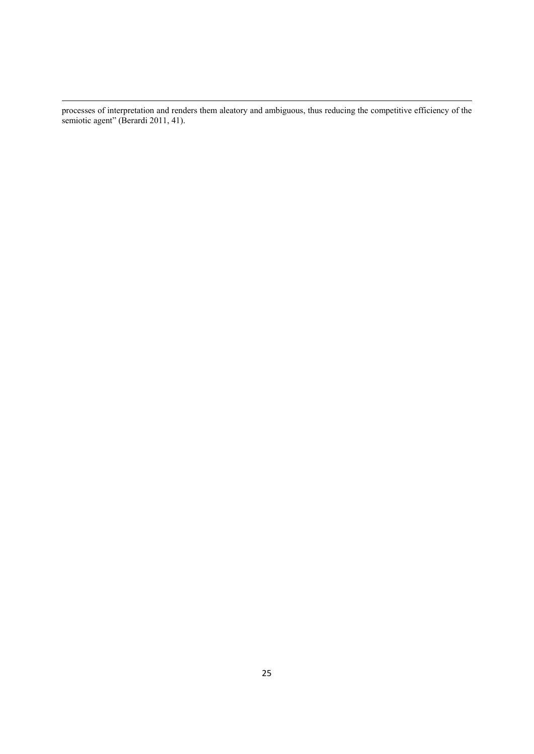processes of interpretation and renders them aleatory and ambiguous, thus reducing the competitive efficiency of the semiotic agent" (Berardi 2011, 41).